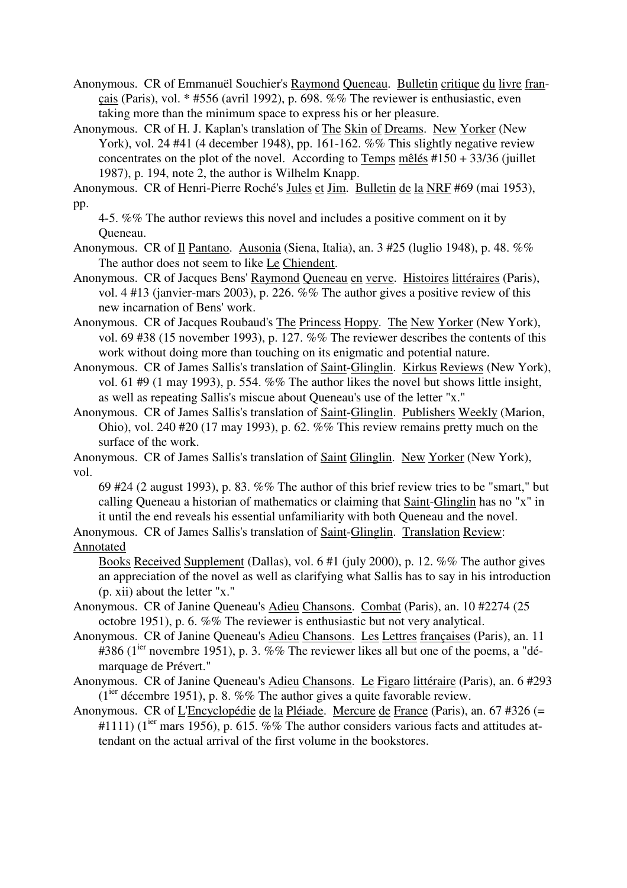Anonymous. CR of Emmanuël Souchier's Raymond Queneau. Bulletin critique du livre français (Paris), vol. * #556 (avril 1992), p. 698. %% The reviewer is enthusiastic, even taking more than the minimum space to express his or her pleasure.

Anonymous. CR of H. J. Kaplan's translation of The Skin of Dreams. New Yorker (New York), vol. 24 #41 (4 december 1948), pp. 161-162. %% This slightly negative review concentrates on the plot of the novel. According to Temps mêlés #150 + 33/36 (juillet 1987), p. 194, note 2, the author is Wilhelm Knapp.

Anonymous. CR of Henri-Pierre Roché's Jules et Jim. Bulletin de la NRF #69 (mai 1953), pp. 4-5. %% The author reviews this novel and includes a positive comment on it by Queneau.

Anonymous. CR of Il Pantano. Ausonia (Siena, Italia), an. 3 #25 (luglio 1948), p. 48. %% The author does not seem to like Le Chiendent.

Anonymous. CR of Jacques Bens' Raymond Queneau en verve. Histoires littéraires (Paris), vol. 4 #13 (janvier-mars 2003), p. 226. %% The author gives a positive review of this new incarnation of Bens' work.

Anonymous. CR of Jacques Roubaud's The Princess Hoppy. The New Yorker (New York), vol. 69 #38 (15 november 1993), p. 127. %% The reviewer describes the contents of this work without doing more than touching on its enigmatic and potential nature.

Anonymous. CR of James Sallis's translation of Saint-Glinglin. Kirkus Reviews (New York), vol. 61 #9 (1 may 1993), p. 554. %% The author likes the novel but shows little insight, as well as repeating Sallis's miscue about Queneau's use of the letter "x."

Anonymous. CR of James Sallis's translation of Saint-Glinglin. Publishers Weekly (Marion, Ohio), vol. 240 #20 (17 may 1993), p. 62. %% This review remains pretty much on the surface of the work.

Anonymous. CR of James Sallis's translation of Saint Glinglin. New Yorker (New York), vol. 69 #24 (2 august 1993), p. 83. %% The author of this brief review tries to be "smart," but calling Queneau a historian of mathematics or claiming that Saint-Glinglin has no "x" in it until the end reveals his essential unfamiliarity with both Queneau and the novel.

Anonymous. CR of James Sallis's translation of Saint-Glinglin. Translation Review: Annotated Books Received Supplement (Dallas), vol. 6 #1 (july 2000), p. 12. %% The author gives an appreciation of the novel as well as clarifying what Sallis has to say in his introduction (p. xii) about the letter "x."

Anonymous. CR of Janine Queneau's Adieu Chansons. Combat (Paris), an. 10 #2274 (25 octobre 1951), p. 6. %% The reviewer is enthusiastic but not very analytical.

Anonymous. CR of Janine Queneau's Adieu Chansons. Les Lettres françaises (Paris), an. 11 #386 (1ier novembre 1951), p. 3. %% The reviewer likes all but one of the poems, a "démarquage de Prévert."

Anonymous. CR of Janine Queneau's Adieu Chansons. Le Figaro littéraire (Paris), an. 6 #293 (1ier décembre 1951), p. 8. %% The author gives a quite favorable review.

Anonymous. CR of L'Encyclopédie de la Pléiade. Mercure de France (Paris), an. 67 #326 (= #1111) (1ier mars 1956), p. 615. %% The author considers various facts and attitudes attendant on the actual arrival of the first volume in the bookstores.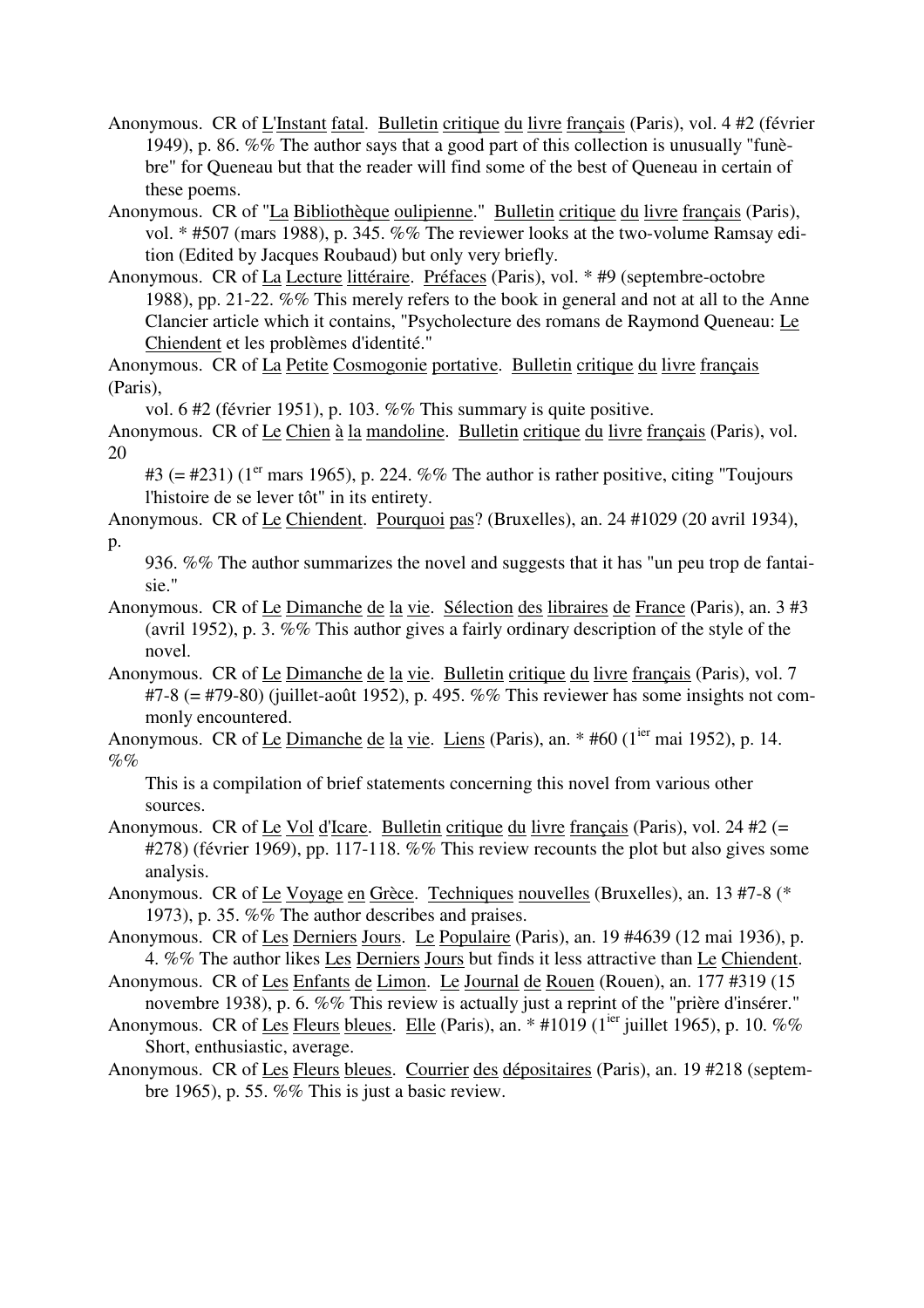Anonymous. CR of L'Instant fatal. Bulletin critique du livre français (Paris), vol. 4 #2 (février 1949), p. 86. %% The author says that a good part of this collection is unusually "funèbre" for Queneau but that the reader will find some of the best of Queneau in certain of these poems.

Anonymous. CR of "La Bibliothèque oulipienne." Bulletin critique du livre français (Paris), vol. * #507 (mars 1988), p. 345. %% The reviewer looks at the two-volume Ramsay edition (Edited by Jacques Roubaud) but only very briefly.

Anonymous. CR of La Lecture littéraire. Préfaces (Paris), vol. * #9 (septembre-octobre 1988), pp. 21-22. %% This merely refers to the book in general and not at all to the Anne Clancier article which it contains, "Psycholecture des romans de Raymond Queneau: Le Chiendent et les problèmes d'identité."

Anonymous. CR of La Petite Cosmogonie portative. Bulletin critique du livre français (Paris), vol. 6 #2 (février 1951), p. 103. %% This summary is quite positive.

Anonymous. CR of Le Chien à la mandoline. Bulletin critique du livre français (Paris), vol. 20 #3 (= #231) (1er mars 1965), p. 224. %% The author is rather positive, citing "Toujours l'histoire de se lever tôt" in its entirety.

Anonymous. CR of Le Chiendent. Pourquoi pas? (Bruxelles), an. 24 #1029 (20 avril 1934), p. 936. %% The author summarizes the novel and suggests that it has "un peu trop de fantaisie."

Anonymous. CR of Le Dimanche de la vie. Sélection des libraires de France (Paris), an. 3 #3 (avril 1952), p. 3. %% This author gives a fairly ordinary description of the style of the novel.

Anonymous. CR of Le Dimanche de la vie. Bulletin critique du livre français (Paris), vol. 7 #7-8 (= #79-80) (juillet-août 1952), p. 495. %% This reviewer has some insights not commonly encountered.

Anonymous. CR of Le Dimanche de la vie. Liens (Paris), an. * #60 (1ier mai 1952), p. 14. %% This is a compilation of brief statements concerning this novel from various other sources.

Anonymous. CR of Le Vol d'Icare. Bulletin critique du livre français (Paris), vol. 24 #2 (= #278) (février 1969), pp. 117-118. %% This review recounts the plot but also gives some analysis.

Anonymous. CR of Le Voyage en Grèce. Techniques nouvelles (Bruxelles), an. 13 #7-8 (* 1973), p. 35. %% The author describes and praises.

Anonymous. CR of Les Derniers Jours. Le Populaire (Paris), an. 19 #4639 (12 mai 1936), p. 4. %% The author likes Les Derniers Jours but finds it less attractive than Le Chiendent.

Anonymous. CR of Les Enfants de Limon. Le Journal de Rouen (Rouen), an. 177 #319 (15 novembre 1938), p. 6. %% This review is actually just a reprint of the "prière d'insérer."

Anonymous. CR of Les Fleurs bleues. Elle (Paris), an. * #1019 (1ier juillet 1965), p. 10. %% Short, enthusiastic, average.

Anonymous. CR of Les Fleurs bleues. Courrier des dépositaires (Paris), an. 19 #218 (septembre 1965), p. 55. %% This is just a basic review.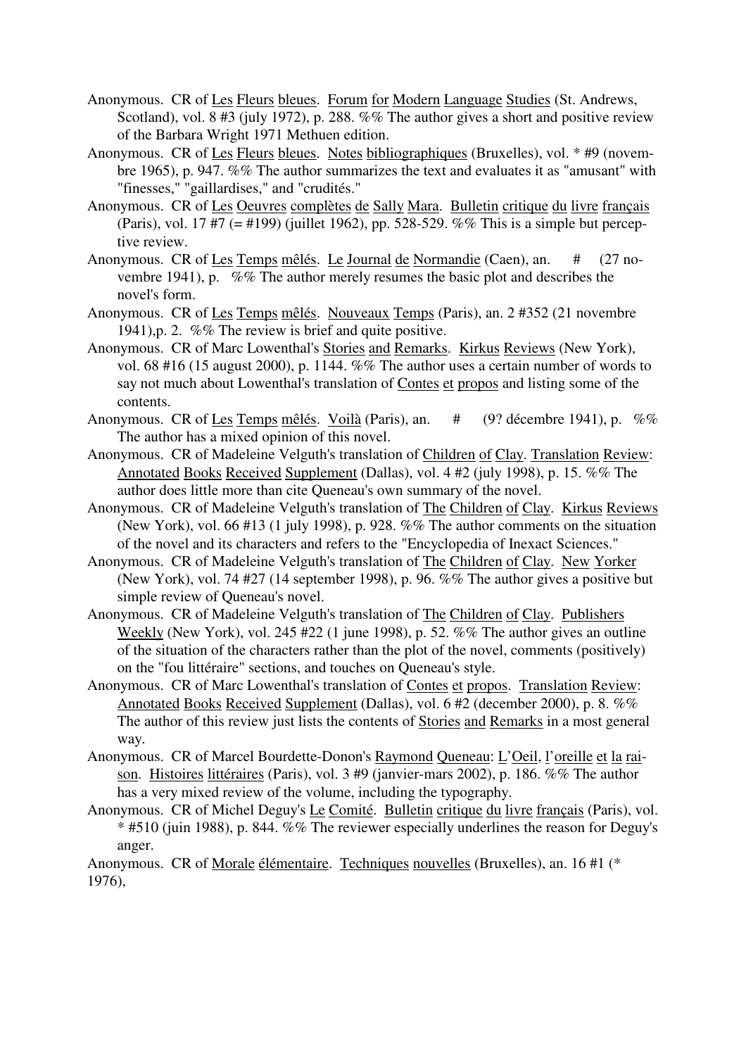Anonymous. CR of Les Fleurs bleues. Forum for Modern Language Studies (St. Andrews, Scotland), vol. 8 #3 (july 1972), p. 288. %% The author gives a short and positive review of the Barbara Wright 1971 Methuen edition.

Anonymous. CR of Les Fleurs bleues. Notes bibliographiques (Bruxelles), vol. * #9 (novembre 1965), p. 947. %% The author summarizes the text and evaluates it as "amusant" with "finesses," "gaillardises," and "crudités."

Anonymous. CR of Les Oeuvres complètes de Sally Mara. Bulletin critique du livre français (Paris), vol. 17 #7 (= #199) (juillet 1962), pp. 528-529. %% This is a simple but perceptive review.

Anonymous. CR of Les Temps mêlés. Le Journal de Normandie (Caen), an. # (27 novembre 1941), p. %% The author merely resumes the basic plot and describes the novel's form.

Anonymous. CR of Les Temps mêlés. Nouveaux Temps (Paris), an. 2 #352 (21 novembre 1941),p. 2. %% The review is brief and quite positive.

Anonymous. CR of Marc Lowenthal's Stories and Remarks. Kirkus Reviews (New York), vol. 68 #16 (15 august 2000), p. 1144. %% The author uses a certain number of words to say not much about Lowenthal's translation of Contes et propos and listing some of the contents.

Anonymous. CR of Les Temps mêlés. Voilà (Paris), an. # (9? décembre 1941), p. %% The author has a mixed opinion of this novel.

Anonymous. CR of Madeleine Velguth's translation of Children of Clay. Translation Review: Annotated Books Received Supplement (Dallas), vol. 4 #2 (july 1998), p. 15. %% The author does little more than cite Queneau's own summary of the novel.

Anonymous. CR of Madeleine Velguth's translation of The Children of Clay. Kirkus Reviews (New York), vol. 66 #13 (1 july 1998), p. 928. %% The author comments on the situation of the novel and its characters and refers to the "Encyclopedia of Inexact Sciences."

Anonymous. CR of Madeleine Velguth's translation of The Children of Clay. New Yorker (New York), vol. 74 #27 (14 september 1998), p. 96. %% The author gives a positive but simple review of Queneau's novel.

Anonymous. CR of Madeleine Velguth's translation of The Children of Clay. Publishers Weekly (New York), vol. 245 #22 (1 june 1998), p. 52. %% The author gives an outline of the situation of the characters rather than the plot of the novel, comments (positively) on the "fou littéraire" sections, and touches on Queneau's style.

Anonymous. CR of Marc Lowenthal's translation of Contes et propos. Translation Review: Annotated Books Received Supplement (Dallas), vol. 6 #2 (december 2000), p. 8. %% The author of this review just lists the contents of Stories and Remarks in a most general way.

Anonymous. CR of Marcel Bourdette-Donon's Raymond Queneau: L'Oeil, l'oreille et la raison. Histoires littéraires (Paris), vol. 3 #9 (janvier-mars 2002), p. 186. %% The author has a very mixed review of the volume, including the typography.

Anonymous. CR of Michel Deguy's Le Comité. Bulletin critique du livre français (Paris), vol. * #510 (juin 1988), p. 844. %% The reviewer especially underlines the reason for Deguy's anger.

Anonymous. CR of Morale élémentaire. Techniques nouvelles (Bruxelles), an. 16 #1 (* 1976),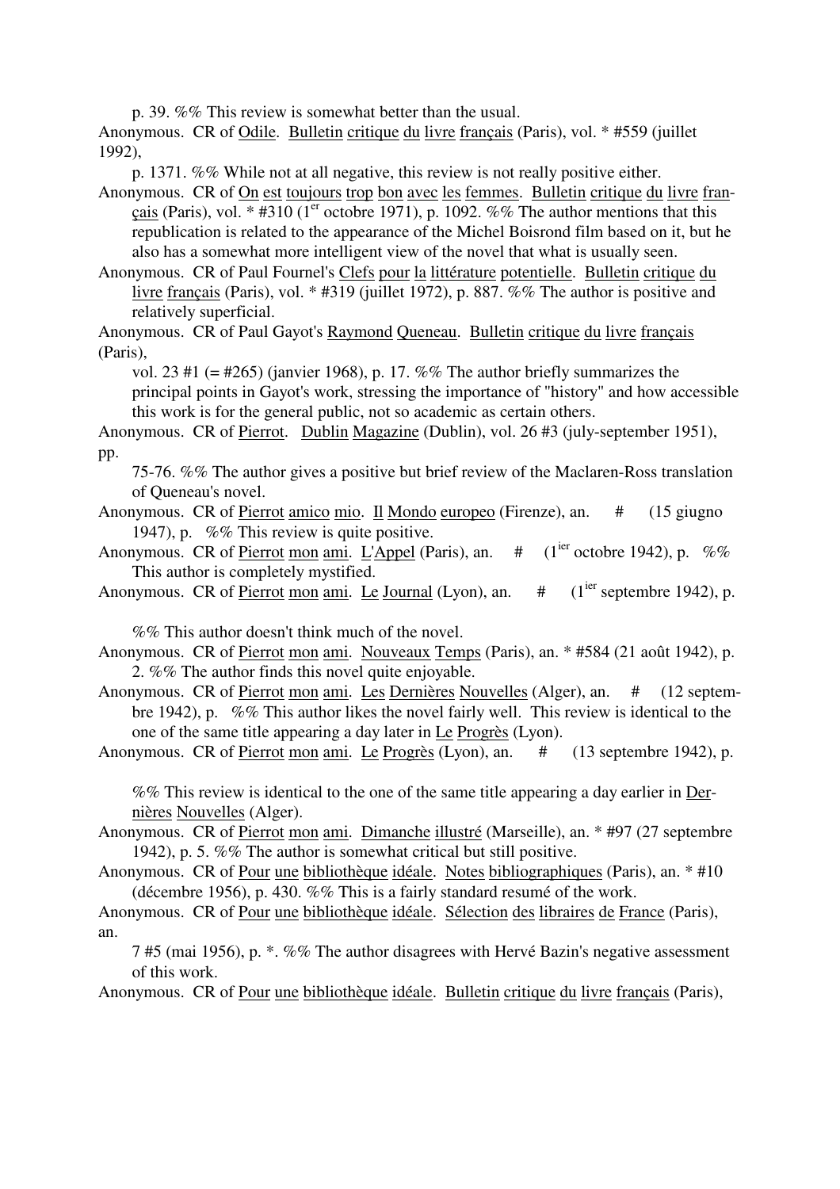p. 39. %% This review is somewhat better than the usual.

Anonymous. CR of Odile. Bulletin critique du livre français (Paris), vol. * #559 (juillet 1992), p. 1371. %% While not at all negative, this review is not really positive either.

Anonymous. CR of On est toujours trop bon avec les femmes. Bulletin critique du livre français (Paris), vol. * #310 (1[er] octobre 1971), p. 1092. %% The author mentions that this republication is related to the appearance of the Michel Boisrond film based on it, but he also has a somewhat more intelligent view of the novel that what is usually seen.

Anonymous. CR of Paul Fournel's Clefs pour la littérature potentielle. Bulletin critique du livre français (Paris), vol. * #319 (juillet 1972), p. 887. %% The author is positive and relatively superficial.

Anonymous. CR of Paul Gayot's Raymond Queneau. Bulletin critique du livre français (Paris), vol. 23 #1 (= #265) (janvier 1968), p. 17. %% The author briefly summarizes the principal points in Gayot's work, stressing the importance of "history" and how accessible this work is for the general public, not so academic as certain others.

Anonymous. CR of Pierrot. Dublin Magazine (Dublin), vol. 26 #3 (july-september 1951), pp. 75-76. %% The author gives a positive but brief review of the Maclaren-Ross translation of Queneau's novel.

Anonymous. CR of Pierrot amico mio. Il Mondo europeo (Firenze), an. # (15 giugno 1947), p. %% This review is quite positive.

Anonymous. CR of Pierrot mon ami. L'Appel (Paris), an. # (1[ier] octobre 1942), p. %% This author is completely mystified.

Anonymous. CR of Pierrot mon ami. Le Journal (Lyon), an. # (1[ier] septembre 1942), p. %% This author doesn't think much of the novel.

Anonymous. CR of Pierrot mon ami. Nouveaux Temps (Paris), an. * #584 (21 août 1942), p. 2. %% The author finds this novel quite enjoyable.

Anonymous. CR of Pierrot mon ami. Les Dernières Nouvelles (Alger), an. # (12 septembre 1942), p. %% This author likes the novel fairly well. This review is identical to the one of the same title appearing a day later in Le Progrès (Lyon).

Anonymous. CR of Pierrot mon ami. Le Progrès (Lyon), an. # (13 septembre 1942), p. %% This review is identical to the one of the same title appearing a day earlier in Dernières Nouvelles (Alger).

Anonymous. CR of Pierrot mon ami. Dimanche illustré (Marseille), an. * #97 (27 septembre 1942), p. 5. %% The author is somewhat critical but still positive.

Anonymous. CR of Pour une bibliothèque idéale. Notes bibliographiques (Paris), an. * #10 (décembre 1956), p. 430. %% This is a fairly standard resumé of the work.

Anonymous. CR of Pour une bibliothèque idéale. Sélection des libraires de France (Paris), an. 7 #5 (mai 1956), p. *. %% The author disagrees with Hervé Bazin's negative assessment of this work.

Anonymous. CR of Pour une bibliothèque idéale. Bulletin critique du livre français (Paris),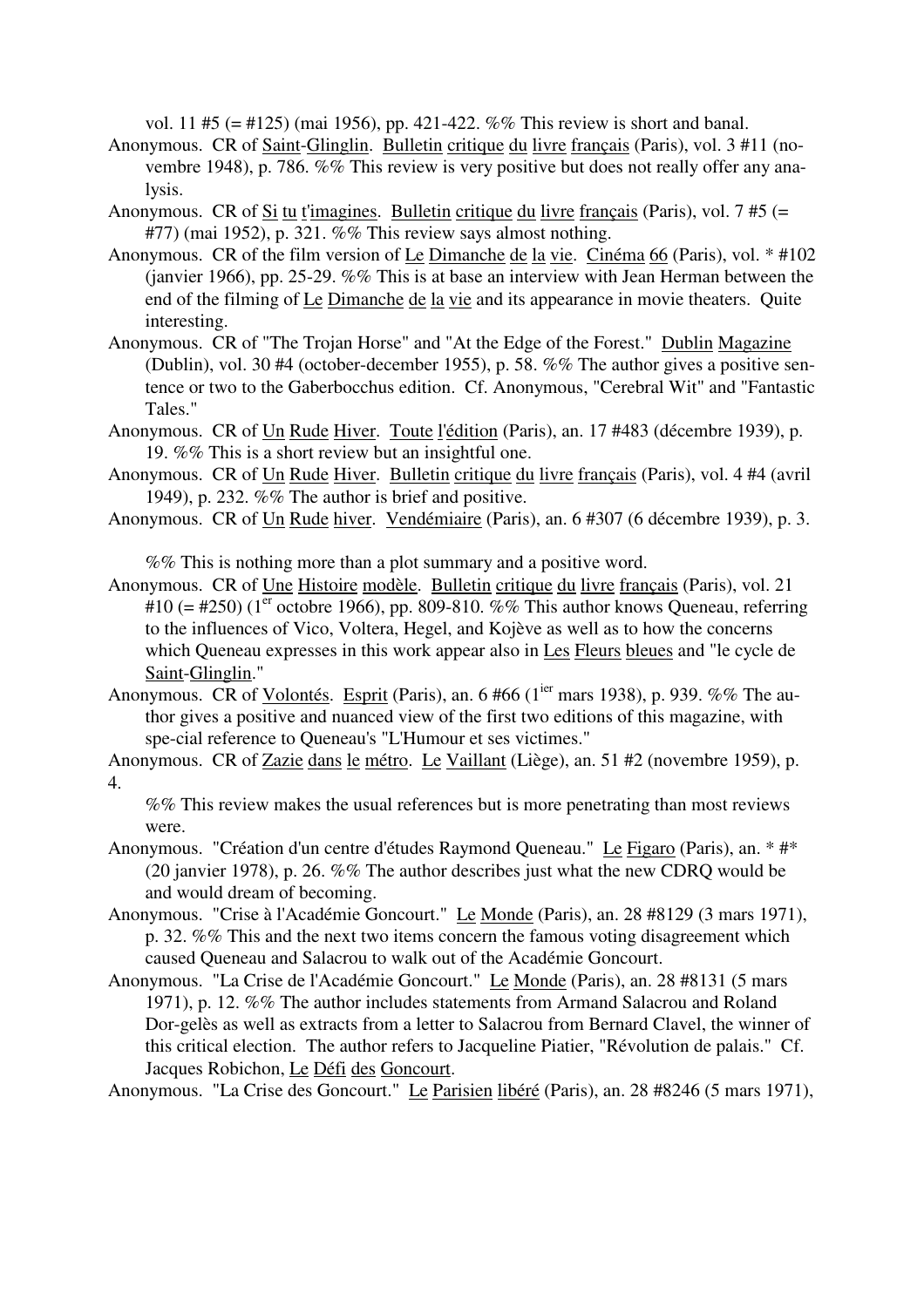vol. 11 #5 (= #125) (mai 1956), pp. 421-422. %% This review is short and banal.

Anonymous. CR of Saint-Glinglin. Bulletin critique du livre français (Paris), vol. 3 #11 (novembre 1948), p. 786. %% This review is very positive but does not really offer any analysis.

Anonymous. CR of Si tu t'imagines. Bulletin critique du livre français (Paris), vol. 7 #5 (= #77) (mai 1952), p. 321. %% This review says almost nothing.

Anonymous. CR of the film version of Le Dimanche de la vie. Cinéma 66 (Paris), vol. * #102 (janvier 1966), pp. 25-29. %% This is at base an interview with Jean Herman between the end of the filming of Le Dimanche de la vie and its appearance in movie theaters. Quite interesting.

Anonymous. CR of "The Trojan Horse" and "At the Edge of the Forest." Dublin Magazine (Dublin), vol. 30 #4 (october-december 1955), p. 58. %% The author gives a positive sentence or two to the Gaberbocchus edition. Cf. Anonymous, "Cerebral Wit" and "Fantastic Tales."

Anonymous. CR of Un Rude Hiver. Toute l'édition (Paris), an. 17 #483 (décembre 1939), p. 19. %% This is a short review but an insightful one.

Anonymous. CR of Un Rude Hiver. Bulletin critique du livre français (Paris), vol. 4 #4 (avril 1949), p. 232. %% The author is brief and positive.

Anonymous. CR of Un Rude hiver. Vendémiaire (Paris), an. 6 #307 (6 décembre 1939), p. 3.

%% This is nothing more than a plot summary and a positive word.

Anonymous. CR of Une Histoire modèle. Bulletin critique du livre français (Paris), vol. 21 #10 (= #250) (1er octobre 1966), pp. 809-810. %% This author knows Queneau, referring to the influences of Vico, Voltera, Hegel, and Kojève as well as to how the concerns which Queneau expresses in this work appear also in Les Fleurs bleues and "le cycle de Saint-Glinglin."

Anonymous. CR of Volontés. Esprit (Paris), an. 6 #66 (1ier mars 1938), p. 939. %% The author gives a positive and nuanced view of the first two editions of this magazine, with spe-cial reference to Queneau's "L'Humour et ses victimes."

Anonymous. CR of Zazie dans le métro. Le Vaillant (Liège), an. 51 #2 (novembre 1959), p. 4.

%% This review makes the usual references but is more penetrating than most reviews were.

Anonymous. "Création d'un centre d'études Raymond Queneau." Le Figaro (Paris), an. * #* (20 janvier 1978), p. 26. %% The author describes just what the new CDRQ would be and would dream of becoming.

Anonymous. "Crise à l'Académie Goncourt." Le Monde (Paris), an. 28 #8129 (3 mars 1971), p. 32. %% This and the next two items concern the famous voting disagreement which caused Queneau and Salacrou to walk out of the Académie Goncourt.

Anonymous. "La Crise de l'Académie Goncourt." Le Monde (Paris), an. 28 #8131 (5 mars 1971), p. 12. %% The author includes statements from Armand Salacrou and Roland Dor-gelès as well as extracts from a letter to Salacrou from Bernard Clavel, the winner of this critical election. The author refers to Jacqueline Piatier, "Révolution de palais." Cf. Jacques Robichon, Le Défi des Goncourt.

Anonymous. "La Crise des Goncourt." Le Parisien libéré (Paris), an. 28 #8246 (5 mars 1971),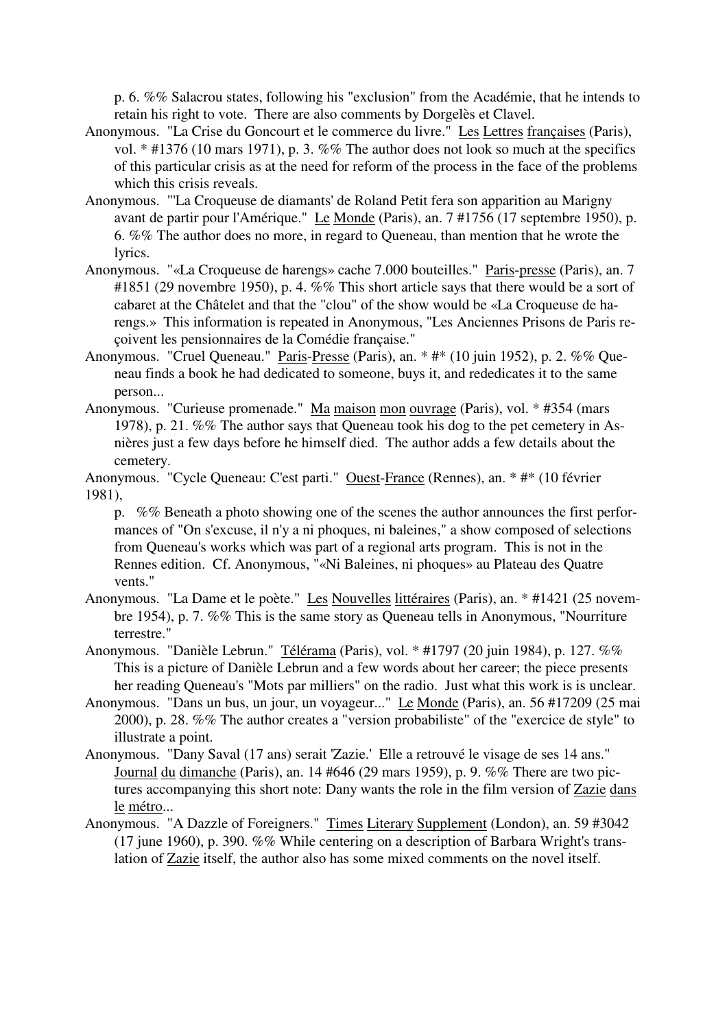p. 6. %% Salacrou states, following his "exclusion" from the Académie, that he intends to retain his right to vote. There are also comments by Dorgelès et Clavel.

Anonymous. "La Crise du Goncourt et le commerce du livre." Les Lettres françaises (Paris), vol. * #1376 (10 mars 1971), p. 3. %% The author does not look so much at the specifics of this particular crisis as at the need for reform of the process in the face of the problems which this crisis reveals.

Anonymous. "'La Croqueuse de diamants' de Roland Petit fera son apparition au Marigny avant de partir pour l'Amérique." Le Monde (Paris), an. 7 #1756 (17 septembre 1950), p. 6. %% The author does no more, in regard to Queneau, than mention that he wrote the lyrics.

Anonymous. "«La Croqueuse de harengs» cache 7.000 bouteilles." Paris-presse (Paris), an. 7 #1851 (29 novembre 1950), p. 4. %% This short article says that there would be a sort of cabaret at the Châtelet and that the "clou" of the show would be «La Croqueuse de harengs.» This information is repeated in Anonymous, "Les Anciennes Prisons de Paris reçoivent les pensionnaires de la Comédie française."

Anonymous. "Cruel Queneau." Paris-Presse (Paris), an. * #* (10 juin 1952), p. 2. %% Queneau finds a book he had dedicated to someone, buys it, and rededicates it to the same person...

Anonymous. "Curieuse promenade." Ma maison mon ouvrage (Paris), vol. * #354 (mars 1978), p. 21. %% The author says that Queneau took his dog to the pet cemetery in Asnières just a few days before he himself died. The author adds a few details about the cemetery.

Anonymous. "Cycle Queneau: C'est parti." Ouest-France (Rennes), an. * #* (10 février 1981),
p. %% Beneath a photo showing one of the scenes the author announces the first performances of "On s'excuse, il n'y a ni phoques, ni baleines," a show composed of selections from Queneau's works which was part of a regional arts program. This is not in the Rennes edition. Cf. Anonymous, "«Ni Baleines, ni phoques» au Plateau des Quatre vents."

Anonymous. "La Dame et le poète." Les Nouvelles littéraires (Paris), an. * #1421 (25 novembre 1954), p. 7. %% This is the same story as Queneau tells in Anonymous, "Nourriture terrestre."

Anonymous. "Danièle Lebrun." Télérama (Paris), vol. * #1797 (20 juin 1984), p. 127. %% This is a picture of Danièle Lebrun and a few words about her career; the piece presents her reading Queneau's "Mots par milliers" on the radio. Just what this work is is unclear.

Anonymous. "Dans un bus, un jour, un voyageur..." Le Monde (Paris), an. 56 #17209 (25 mai 2000), p. 28. %% The author creates a "version probabiliste" of the "exercice de style" to illustrate a point.

Anonymous. "Dany Saval (17 ans) serait 'Zazie.' Elle a retrouvé le visage de ses 14 ans." Journal du dimanche (Paris), an. 14 #646 (29 mars 1959), p. 9. %% There are two pictures accompanying this short note: Dany wants the role in the film version of Zazie dans le métro...

Anonymous. "A Dazzle of Foreigners." Times Literary Supplement (London), an. 59 #3042 (17 june 1960), p. 390. %% While centering on a description of Barbara Wright's translation of Zazie itself, the author also has some mixed comments on the novel itself.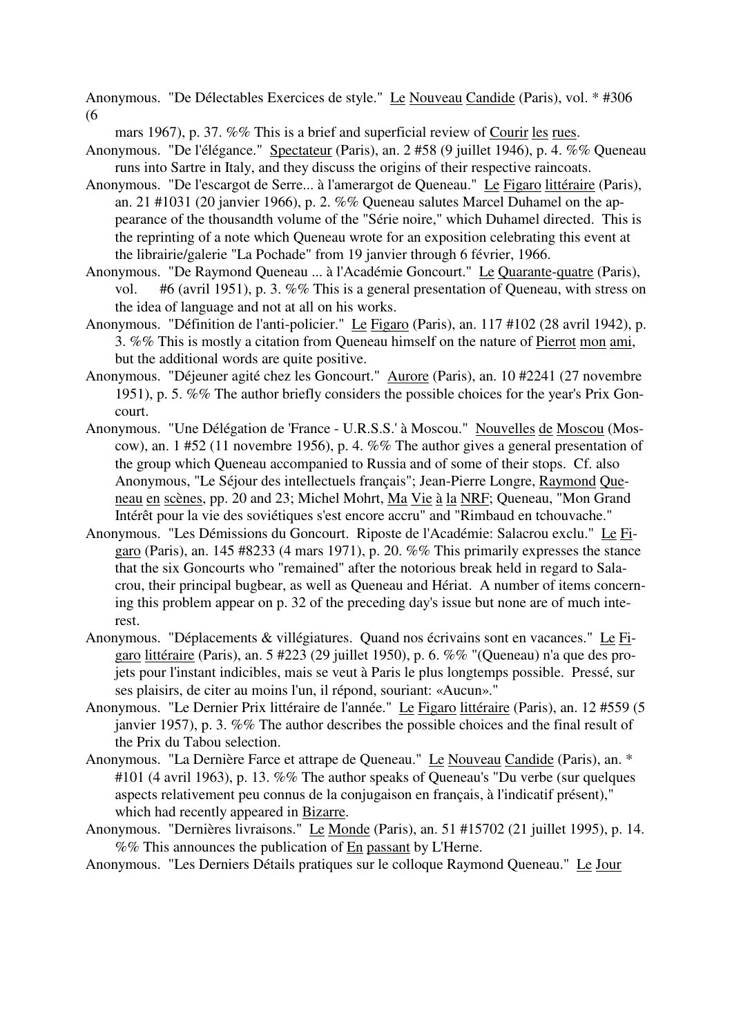Anonymous. "De Délectables Exercices de style." Le Nouveau Candide (Paris), vol. * #306 (6 mars 1967), p. 37. %% This is a brief and superficial review of Courir les rues.

Anonymous. "De l'élégance." Spectateur (Paris), an. 2 #58 (9 juillet 1946), p. 4. %% Queneau runs into Sartre in Italy, and they discuss the origins of their respective raincoats.

Anonymous. "De l'escargot de Serre... à l'amerargot de Queneau." Le Figaro littéraire (Paris), an. 21 #1031 (20 janvier 1966), p. 2. %% Queneau salutes Marcel Duhamel on the appearance of the thousandth volume of the "Série noire," which Duhamel directed. This is the reprinting of a note which Queneau wrote for an exposition celebrating this event at the librairie/galerie "La Pochade" from 19 janvier through 6 février, 1966.

Anonymous. "De Raymond Queneau ... à l'Académie Goncourt." Le Quarante-quatre (Paris), vol. #6 (avril 1951), p. 3. %% This is a general presentation of Queneau, with stress on the idea of language and not at all on his works.

Anonymous. "Définition de l'anti-policier." Le Figaro (Paris), an. 117 #102 (28 avril 1942), p. 3. %% This is mostly a citation from Queneau himself on the nature of Pierrot mon ami, but the additional words are quite positive.

Anonymous. "Déjeuner agité chez les Goncourt." Aurore (Paris), an. 10 #2241 (27 novembre 1951), p. 5. %% The author briefly considers the possible choices for the year's Prix Goncourt.

Anonymous. "Une Délégation de 'France - U.R.S.S.' à Moscou." Nouvelles de Moscou (Moscow), an. 1 #52 (11 novembre 1956), p. 4. %% The author gives a general presentation of the group which Queneau accompanied to Russia and of some of their stops. Cf. also Anonymous, "Le Séjour des intellectuels français"; Jean-Pierre Longre, Raymond Queneau en scènes, pp. 20 and 23; Michel Mohrt, Ma Vie à la NRF; Queneau, "Mon Grand Intérêt pour la vie des soviétiques s'est encore accru" and "Rimbaud en tchouvache."

Anonymous. "Les Démissions du Goncourt. Riposte de l'Académie: Salacrou exclu." Le Figaro (Paris), an. 145 #8233 (4 mars 1971), p. 20. %% This primarily expresses the stance that the six Goncourts who "remained" after the notorious break held in regard to Salacrou, their principal bugbear, as well as Queneau and Hériat. A number of items concerning this problem appear on p. 32 of the preceding day's issue but none are of much interest.

Anonymous. "Déplacements & villégiatures. Quand nos écrivains sont en vacances." Le Figaro littéraire (Paris), an. 5 #223 (29 juillet 1950), p. 6. %% "(Queneau) n'a que des projets pour l'instant indicibles, mais se veut à Paris le plus longtemps possible. Pressé, sur ses plaisirs, de citer au moins l'un, il répond, souriant: «Aucun»."

Anonymous. "Le Dernier Prix littéraire de l'année." Le Figaro littéraire (Paris), an. 12 #559 (5 janvier 1957), p. 3. %% The author describes the possible choices and the final result of the Prix du Tabou selection.

Anonymous. "La Dernière Farce et attrape de Queneau." Le Nouveau Candide (Paris), an. * #101 (4 avril 1963), p. 13. %% The author speaks of Queneau's "Du verbe (sur quelques aspects relativement peu connus de la conjugaison en français, à l'indicatif présent)," which had recently appeared in Bizarre.

Anonymous. "Dernières livraisons." Le Monde (Paris), an. 51 #15702 (21 juillet 1995), p. 14. %% This announces the publication of En passant by L'Herne.

Anonymous. "Les Derniers Détails pratiques sur le colloque Raymond Queneau." Le Jour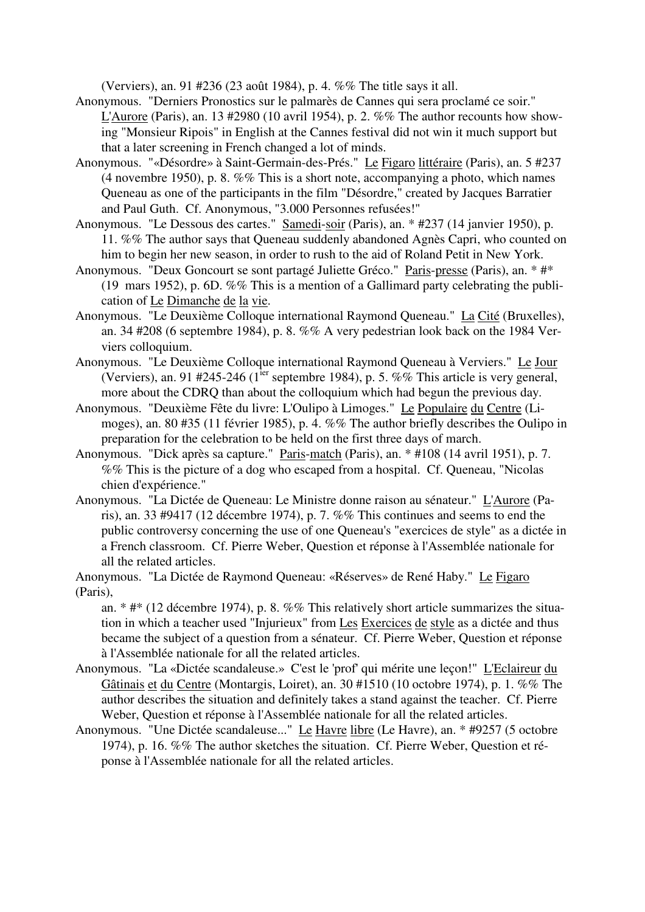(Verviers), an. 91 #236 (23 août 1984), p. 4. %% The title says it all.

Anonymous. "Derniers Pronostics sur le palmarès de Cannes qui sera proclamé ce soir." L'Aurore (Paris), an. 13 #2980 (10 avril 1954), p. 2. %% The author recounts how showing "Monsieur Ripois" in English at the Cannes festival did not win it much support but that a later screening in French changed a lot of minds.

Anonymous. "«Désordre» à Saint-Germain-des-Prés." Le Figaro littéraire (Paris), an. 5 #237 (4 novembre 1950), p. 8. %% This is a short note, accompanying a photo, which names Queneau as one of the participants in the film "Désordre," created by Jacques Barratier and Paul Guth. Cf. Anonymous, "3.000 Personnes refusées!"

Anonymous. "Le Dessous des cartes." Samedi-soir (Paris), an. * #237 (14 janvier 1950), p. 11. %% The author says that Queneau suddenly abandoned Agnès Capri, who counted on him to begin her new season, in order to rush to the aid of Roland Petit in New York.

Anonymous. "Deux Goncourt se sont partagé Juliette Gréco." Paris-presse (Paris), an. * #* (19 mars 1952), p. 6D. %% This is a mention of a Gallimard party celebrating the publication of Le Dimanche de la vie.

Anonymous. "Le Deuxième Colloque international Raymond Queneau." La Cité (Bruxelles), an. 34 #208 (6 septembre 1984), p. 8. %% A very pedestrian look back on the 1984 Verviers colloquium.

Anonymous. "Le Deuxième Colloque international Raymond Queneau à Verviers." Le Jour (Verviers), an. 91 #245-246 (1ier septembre 1984), p. 5. %% This article is very general, more about the CDRQ than about the colloquium which had begun the previous day.

Anonymous. "Deuxième Fête du livre: L'Oulipo à Limoges." Le Populaire du Centre (Limoges), an. 80 #35 (11 février 1985), p. 4. %% The author briefly describes the Oulipo in preparation for the celebration to be held on the first three days of march.

Anonymous. "Dick après sa capture." Paris-match (Paris), an. * #108 (14 avril 1951), p. 7. %% This is the picture of a dog who escaped from a hospital. Cf. Queneau, "Nicolas chien d'expérience."

Anonymous. "La Dictée de Queneau: Le Ministre donne raison au sénateur." L'Aurore (Paris), an. 33 #9417 (12 décembre 1974), p. 7. %% This continues and seems to end the public controversy concerning the use of one Queneau's "exercices de style" as a dictée in a French classroom. Cf. Pierre Weber, Question et réponse à l'Assemblée nationale for all the related articles.

Anonymous. "La Dictée de Raymond Queneau: «Réserves» de René Haby." Le Figaro (Paris), an. * #* (12 décembre 1974), p. 8. %% This relatively short article summarizes the situation in which a teacher used "Injurieux" from Les Exercices de style as a dictée and thus became the subject of a question from a sénateur. Cf. Pierre Weber, Question et réponse à l'Assemblée nationale for all the related articles.

Anonymous. "La «Dictée scandaleuse.» C'est le 'prof' qui mérite une leçon!" L'Eclaireur du Gâtinais et du Centre (Montargis, Loiret), an. 30 #1510 (10 octobre 1974), p. 1. %% The author describes the situation and definitely takes a stand against the teacher. Cf. Pierre Weber, Question et réponse à l'Assemblée nationale for all the related articles.

Anonymous. "Une Dictée scandaleuse..." Le Havre libre (Le Havre), an. * #9257 (5 octobre 1974), p. 16. %% The author sketches the situation. Cf. Pierre Weber, Question et réponse à l'Assemblée nationale for all the related articles.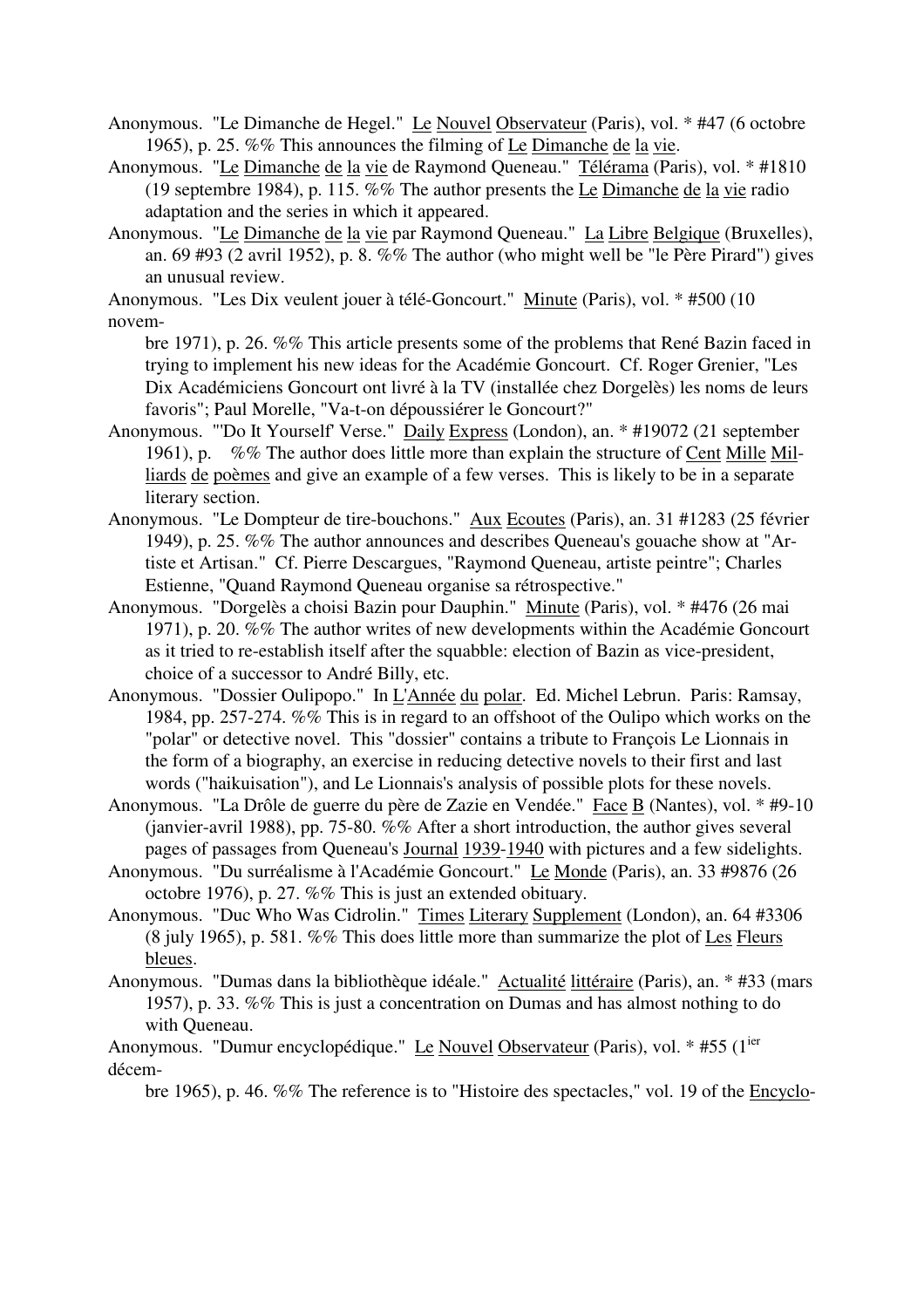Anonymous. "Le Dimanche de Hegel." Le Nouvel Observateur (Paris), vol. * #47 (6 octobre 1965), p. 25. %% This announces the filming of Le Dimanche de la vie.

Anonymous. "Le Dimanche de la vie de Raymond Queneau." Télérama (Paris), vol. * #1810 (19 septembre 1984), p. 115. %% The author presents the Le Dimanche de la vie radio adaptation and the series in which it appeared.

Anonymous. "Le Dimanche de la vie par Raymond Queneau." La Libre Belgique (Bruxelles), an. 69 #93 (2 avril 1952), p. 8. %% The author (who might well be "le Père Pirard") gives an unusual review.

Anonymous. "Les Dix veulent jouer à télé-Goncourt." Minute (Paris), vol. * #500 (10 novembre 1971), p. 26. %% This article presents some of the problems that René Bazin faced in trying to implement his new ideas for the Académie Goncourt. Cf. Roger Grenier, "Les Dix Académiciens Goncourt ont livré à la TV (installée chez Dorgelès) les noms de leurs favoris"; Paul Morelle, "Va-t-on dépoussiérer le Goncourt?"

Anonymous. "'Do It Yourself' Verse." Daily Express (London), an. * #19072 (21 september 1961), p. %% The author does little more than explain the structure of Cent Mille Milliards de poèmes and give an example of a few verses. This is likely to be in a separate literary section.

Anonymous. "Le Dompteur de tire-bouchons." Aux Ecoutes (Paris), an. 31 #1283 (25 février 1949), p. 25. %% The author announces and describes Queneau's gouache show at "Artiste et Artisan." Cf. Pierre Descargues, "Raymond Queneau, artiste peintre"; Charles Estienne, "Quand Raymond Queneau organise sa rétrospective."

Anonymous. "Dorgelès a choisi Bazin pour Dauphin." Minute (Paris), vol. * #476 (26 mai 1971), p. 20. %% The author writes of new developments within the Académie Goncourt as it tried to re-establish itself after the squabble: election of Bazin as vice-president, choice of a successor to André Billy, etc.

Anonymous. "Dossier Oulipopo." In L'Année du polar. Ed. Michel Lebrun. Paris: Ramsay, 1984, pp. 257-274. %% This is in regard to an offshoot of the Oulipo which works on the "polar" or detective novel. This "dossier" contains a tribute to François Le Lionnais in the form of a biography, an exercise in reducing detective novels to their first and last words ("haikuisation"), and Le Lionnais's analysis of possible plots for these novels.

Anonymous. "La Drôle de guerre du père de Zazie en Vendée." Face B (Nantes), vol. * #9-10 (janvier-avril 1988), pp. 75-80. %% After a short introduction, the author gives several pages of passages from Queneau's Journal 1939-1940 with pictures and a few sidelights.

Anonymous. "Du surréalisme à l'Académie Goncourt." Le Monde (Paris), an. 33 #9876 (26 octobre 1976), p. 27. %% This is just an extended obituary.

Anonymous. "Duc Who Was Cidrolin." Times Literary Supplement (London), an. 64 #3306 (8 july 1965), p. 581. %% This does little more than summarize the plot of Les Fleurs bleues.

Anonymous. "Dumas dans la bibliothèque idéale." Actualité littéraire (Paris), an. * #33 (mars 1957), p. 33. %% This is just a concentration on Dumas and has almost nothing to do with Queneau.

Anonymous. "Dumur encyclopédique." Le Nouvel Observateur (Paris), vol. * #55 (1ier décembre 1965), p. 46. %% The reference is to "Histoire des spectacles," vol. 19 of the Encyclo-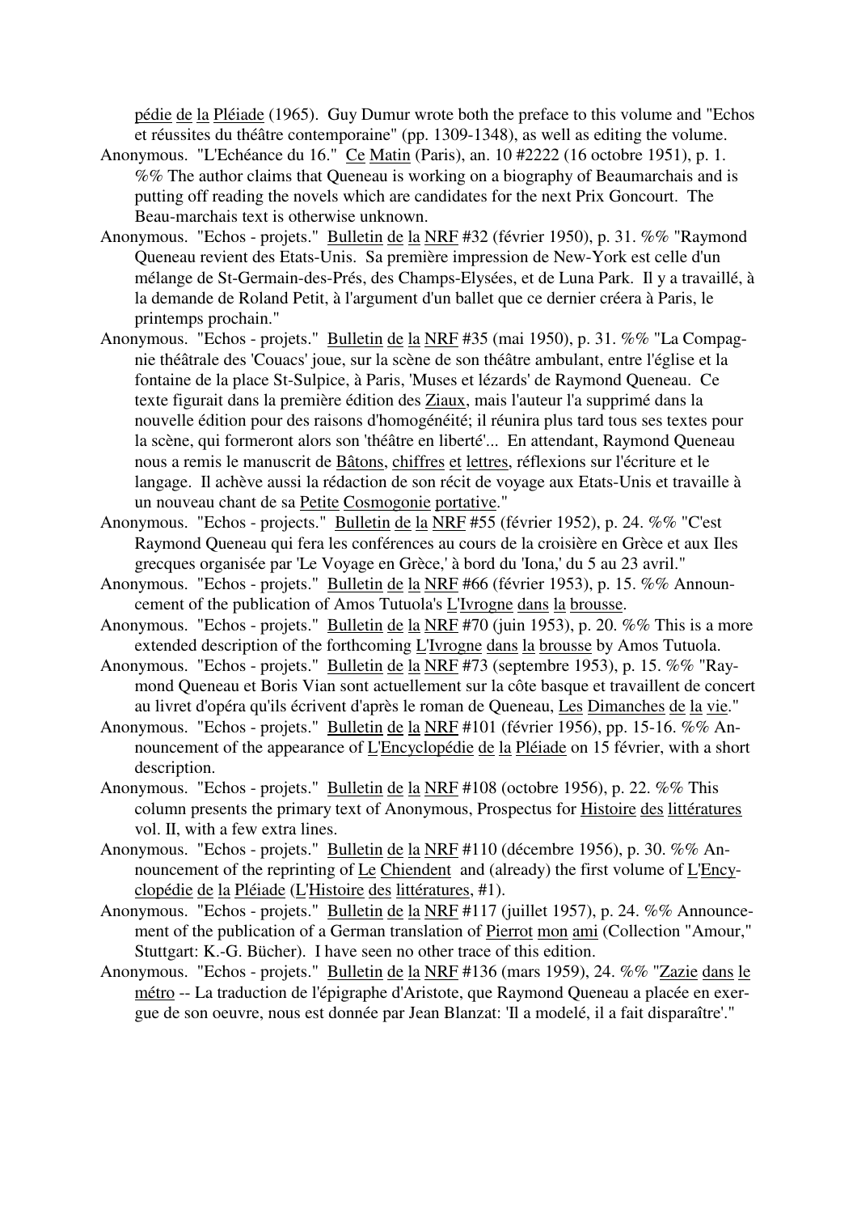pédie de la Pléiade (1965). Guy Dumur wrote both the preface to this volume and "Echos et réussites du théâtre contemporaine" (pp. 1309-1348), as well as editing the volume.

Anonymous. "L'Echéance du 16." Ce Matin (Paris), an. 10 #2222 (16 octobre 1951), p. 1. %% The author claims that Queneau is working on a biography of Beaumarchais and is putting off reading the novels which are candidates for the next Prix Goncourt. The Beau-marchais text is otherwise unknown.

Anonymous. "Echos - projets." Bulletin de la NRF #32 (février 1950), p. 31. %% "Raymond Queneau revient des Etats-Unis. Sa première impression de New-York est celle d'un mélange de St-Germain-des-Prés, des Champs-Elysées, et de Luna Park. Il y a travaillé, à la demande de Roland Petit, à l'argument d'un ballet que ce dernier créera à Paris, le printemps prochain."

Anonymous. "Echos - projets." Bulletin de la NRF #35 (mai 1950), p. 31. %% "La Compagnie théâtrale des 'Couacs' joue, sur la scène de son théâtre ambulant, entre l'église et la fontaine de la place St-Sulpice, à Paris, 'Muses et lézards' de Raymond Queneau. Ce texte figurait dans la première édition des Ziaux, mais l'auteur l'a supprimé dans la nouvelle édition pour des raisons d'homogénéité; il réunira plus tard tous ses textes pour la scène, qui formeront alors son 'théâtre en liberté'... En attendant, Raymond Queneau nous a remis le manuscrit de Bâtons, chiffres et lettres, réflexions sur l'écriture et le langage. Il achève aussi la rédaction de son récit de voyage aux Etats-Unis et travaille à un nouveau chant de sa Petite Cosmogonie portative."

Anonymous. "Echos - projects." Bulletin de la NRF #55 (février 1952), p. 24. %% "C'est Raymond Queneau qui fera les conférences au cours de la croisière en Grèce et aux Iles grecques organisée par 'Le Voyage en Grèce,' à bord du 'Iona,' du 5 au 23 avril."

Anonymous. "Echos - projets." Bulletin de la NRF #66 (février 1953), p. 15. %% Announcement of the publication of Amos Tutuola's L'Ivrogne dans la brousse.

Anonymous. "Echos - projets." Bulletin de la NRF #70 (juin 1953), p. 20. %% This is a more extended description of the forthcoming L'Ivrogne dans la brousse by Amos Tutuola.

Anonymous. "Echos - projets." Bulletin de la NRF #73 (septembre 1953), p. 15. %% "Raymond Queneau et Boris Vian sont actuellement sur la côte basque et travaillent de concert au livret d'opéra qu'ils écrivent d'après le roman de Queneau, Les Dimanches de la vie."

Anonymous. "Echos - projets." Bulletin de la NRF #101 (février 1956), pp. 15-16. %% Announcement of the appearance of L'Encyclopédie de la Pléiade on 15 février, with a short description.

Anonymous. "Echos - projets." Bulletin de la NRF #108 (octobre 1956), p. 22. %% This column presents the primary text of Anonymous, Prospectus for Histoire des littératures vol. II, with a few extra lines.

Anonymous. "Echos - projets." Bulletin de la NRF #110 (décembre 1956), p. 30. %% Announcement of the reprinting of Le Chiendent and (already) the first volume of L'Encyclopédie de la Pléiade (L'Histoire des littératures, #1).

Anonymous. "Echos - projets." Bulletin de la NRF #117 (juillet 1957), p. 24. %% Announcement of the publication of a German translation of Pierrot mon ami (Collection "Amour," Stuttgart: K.-G. Bücher). I have seen no other trace of this edition.

Anonymous. "Echos - projets." Bulletin de la NRF #136 (mars 1959), 24. %% "Zazie dans le métro -- La traduction de l'épigraphe d'Aristote, que Raymond Queneau a placée en exergue de son oeuvre, nous est donnée par Jean Blanzat: 'Il a modelé, il a fait disparaître'."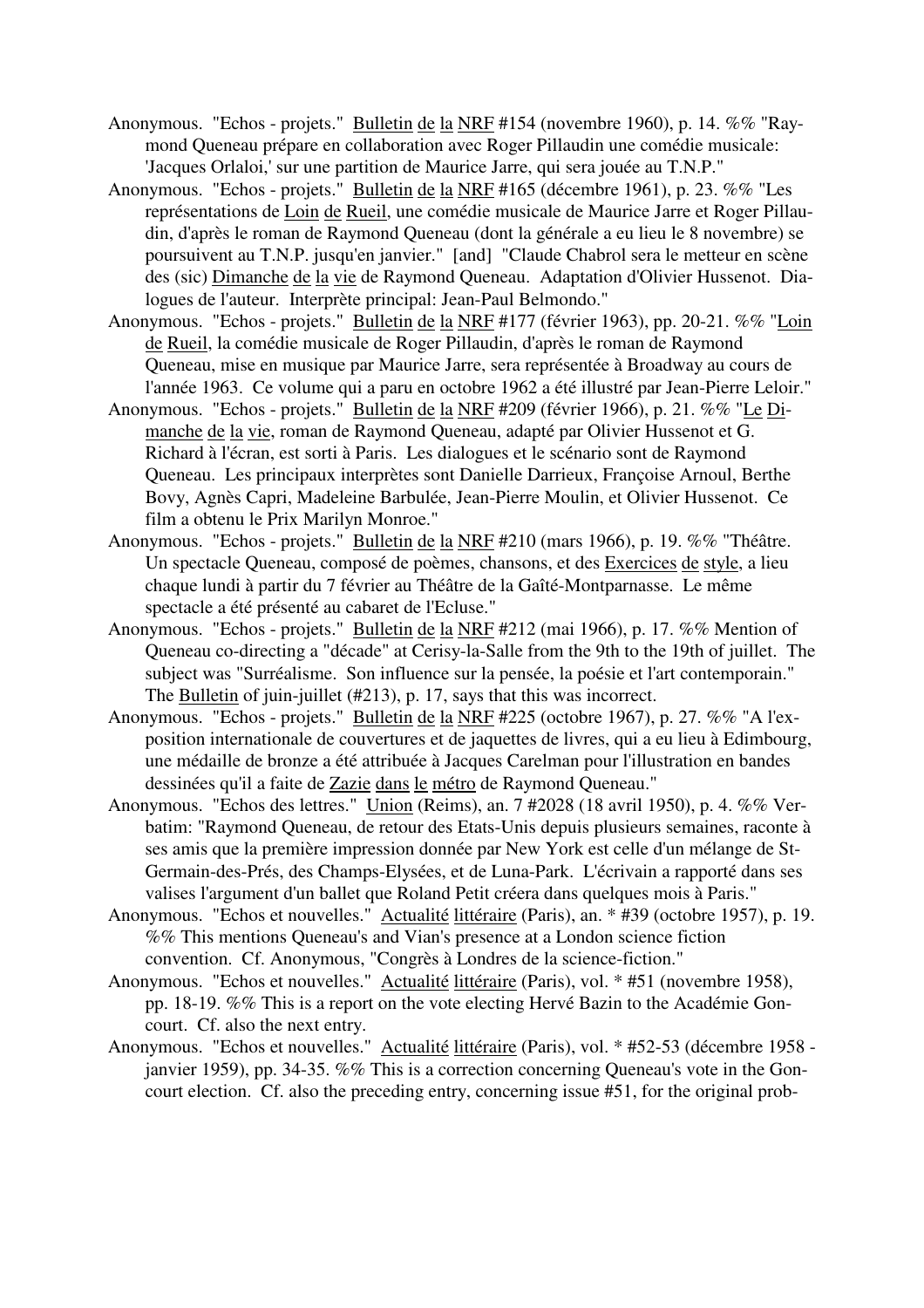Anonymous. "Echos - projets." Bulletin de la NRF #154 (novembre 1960), p. 14. %% "Raymond Queneau prépare en collaboration avec Roger Pillaudin une comédie musicale: 'Jacques Orlaloi,' sur une partition de Maurice Jarre, qui sera jouée au T.N.P."

Anonymous. "Echos - projets." Bulletin de la NRF #165 (décembre 1961), p. 23. %% "Les représentations de Loin de Rueil, une comédie musicale de Maurice Jarre et Roger Pillaudin, d'après le roman de Raymond Queneau (dont la générale a eu lieu le 8 novembre) se poursuivent au T.N.P. jusqu'en janvier." [and] "Claude Chabrol sera le metteur en scène des (sic) Dimanche de la vie de Raymond Queneau. Adaptation d'Olivier Hussenot. Dialogues de l'auteur. Interprète principal: Jean-Paul Belmondo."

Anonymous. "Echos - projets." Bulletin de la NRF #177 (février 1963), pp. 20-21. %% "Loin de Rueil, la comédie musicale de Roger Pillaudin, d'après le roman de Raymond Queneau, mise en musique par Maurice Jarre, sera représentée à Broadway au cours de l'année 1963. Ce volume qui a paru en octobre 1962 a été illustré par Jean-Pierre Leloir."

Anonymous. "Echos - projets." Bulletin de la NRF #209 (février 1966), p. 21. %% "Le Dimanche de la vie, roman de Raymond Queneau, adapté par Olivier Hussenot et G. Richard à l'écran, est sorti à Paris. Les dialogues et le scénario sont de Raymond Queneau. Les principaux interprètes sont Danielle Darrieux, Françoise Arnoul, Berthe Bovy, Agnès Capri, Madeleine Barbulée, Jean-Pierre Moulin, et Olivier Hussenot. Ce film a obtenu le Prix Marilyn Monroe."

Anonymous. "Echos - projets." Bulletin de la NRF #210 (mars 1966), p. 19. %% "Théâtre. Un spectacle Queneau, composé de poèmes, chansons, et des Exercices de style, a lieu chaque lundi à partir du 7 février au Théâtre de la Gaîté-Montparnasse. Le même spectacle a été présenté au cabaret de l'Ecluse."

Anonymous. "Echos - projets." Bulletin de la NRF #212 (mai 1966), p. 17. %% Mention of Queneau co-directing a "décade" at Cerisy-la-Salle from the 9th to the 19th of juillet. The subject was "Surréalisme. Son influence sur la pensée, la poésie et l'art contemporain." The Bulletin of juin-juillet (#213), p. 17, says that this was incorrect.

Anonymous. "Echos - projets." Bulletin de la NRF #225 (octobre 1967), p. 27. %% "A l'exposition internationale de couvertures et de jaquettes de livres, qui a eu lieu à Edimbourg, une médaille de bronze a été attribuée à Jacques Carelman pour l'illustration en bandes dessinées qu'il a faite de Zazie dans le métro de Raymond Queneau."

Anonymous. "Echos des lettres." Union (Reims), an. 7 #2028 (18 avril 1950), p. 4. %% Verbatim: "Raymond Queneau, de retour des Etats-Unis depuis plusieurs semaines, raconte à ses amis que la première impression donnée par New York est celle d'un mélange de St-Germain-des-Prés, des Champs-Elysées, et de Luna-Park. L'écrivain a rapporté dans ses valises l'argument d'un ballet que Roland Petit créera dans quelques mois à Paris."

Anonymous. "Echos et nouvelles." Actualité littéraire (Paris), an. * #39 (octobre 1957), p. 19. %% This mentions Queneau's and Vian's presence at a London science fiction convention. Cf. Anonymous, "Congrès à Londres de la science-fiction."

Anonymous. "Echos et nouvelles." Actualité littéraire (Paris), vol. * #51 (novembre 1958), pp. 18-19. %% This is a report on the vote electing Hervé Bazin to the Académie Goncourt. Cf. also the next entry.

Anonymous. "Echos et nouvelles." Actualité littéraire (Paris), vol. * #52-53 (décembre 1958 - janvier 1959), pp. 34-35. %% This is a correction concerning Queneau's vote in the Goncourt election. Cf. also the preceding entry, concerning issue #51, for the original prob-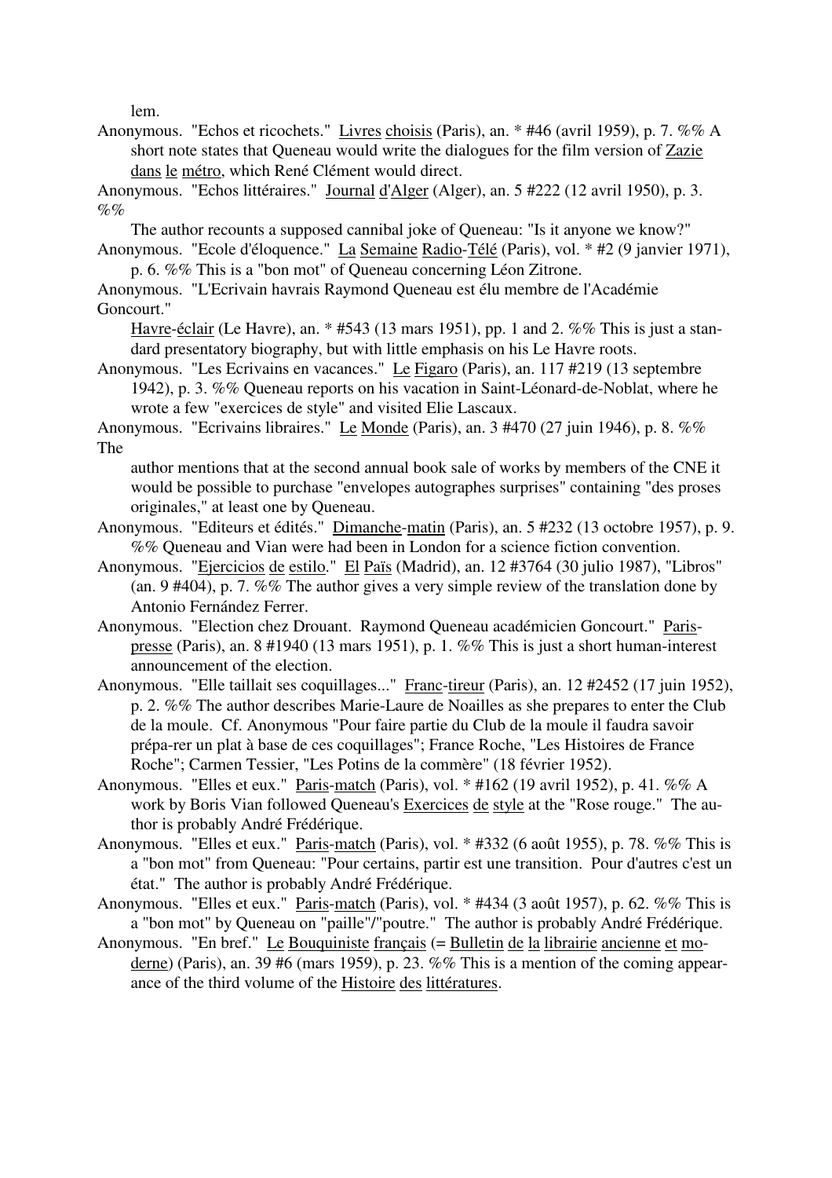lem.

Anonymous. "Echos et ricochets." Livres choisis (Paris), an. * #46 (avril 1959), p. 7. %% A short note states that Queneau would write the dialogues for the film version of Zazie dans le métro, which René Clément would direct.

Anonymous. "Echos littéraires." Journal d'Alger (Alger), an. 5 #222 (12 avril 1950), p. 3. %% The author recounts a supposed cannibal joke of Queneau: "Is it anyone we know?"

Anonymous. "Ecole d'éloquence." La Semaine Radio-Télé (Paris), vol. * #2 (9 janvier 1971), p. 6. %% This is a "bon mot" of Queneau concerning Léon Zitrone.

Anonymous. "L'Ecrivain havrais Raymond Queneau est élu membre de l'Académie Goncourt." Havre-éclair (Le Havre), an. * #543 (13 mars 1951), pp. 1 and 2. %% This is just a standard presentatory biography, but with little emphasis on his Le Havre roots.

Anonymous. "Les Ecrivains en vacances." Le Figaro (Paris), an. 117 #219 (13 septembre 1942), p. 3. %% Queneau reports on his vacation in Saint-Léonard-de-Noblat, where he wrote a few "exercices de style" and visited Elie Lascaux.

Anonymous. "Ecrivains libraires." Le Monde (Paris), an. 3 #470 (27 juin 1946), p. 8. %% The author mentions that at the second annual book sale of works by members of the CNE it would be possible to purchase "envelopes autographes surprises" containing "des proses originales," at least one by Queneau.

Anonymous. "Editeurs et édités." Dimanche-matin (Paris), an. 5 #232 (13 octobre 1957), p. 9. %% Queneau and Vian were had been in London for a science fiction convention.

Anonymous. "Ejercicios de estilo." El Païs (Madrid), an. 12 #3764 (30 julio 1987), "Libros" (an. 9 #404), p. 7. %% The author gives a very simple review of the translation done by Antonio Fernández Ferrer.

Anonymous. "Election chez Drouant. Raymond Queneau académicien Goncourt." Paris-presse (Paris), an. 8 #1940 (13 mars 1951), p. 1. %% This is just a short human-interest announcement of the election.

Anonymous. "Elle taillait ses coquillages..." Franc-tireur (Paris), an. 12 #2452 (17 juin 1952), p. 2. %% The author describes Marie-Laure de Noailles as she prepares to enter the Club de la moule. Cf. Anonymous "Pour faire partie du Club de la moule il faudra savoir prépa-rer un plat à base de ces coquillages"; France Roche, "Les Histoires de France Roche"; Carmen Tessier, "Les Potins de la commère" (18 février 1952).

Anonymous. "Elles et eux." Paris-match (Paris), vol. * #162 (19 avril 1952), p. 41. %% A work by Boris Vian followed Queneau's Exercices de style at the "Rose rouge." The author is probably André Frédérique.

Anonymous. "Elles et eux." Paris-match (Paris), vol. * #332 (6 août 1955), p. 78. %% This is a "bon mot" from Queneau: "Pour certains, partir est une transition. Pour d'autres c'est un état." The author is probably André Frédérique.

Anonymous. "Elles et eux." Paris-match (Paris), vol. * #434 (3 août 1957), p. 62. %% This is a "bon mot" by Queneau on "paille"/"poutre." The author is probably André Frédérique.

Anonymous. "En bref." Le Bouquiniste français (= Bulletin de la librairie ancienne et moderne) (Paris), an. 39 #6 (mars 1959), p. 23. %% This is a mention of the coming appearance of the third volume of the Histoire des littératures.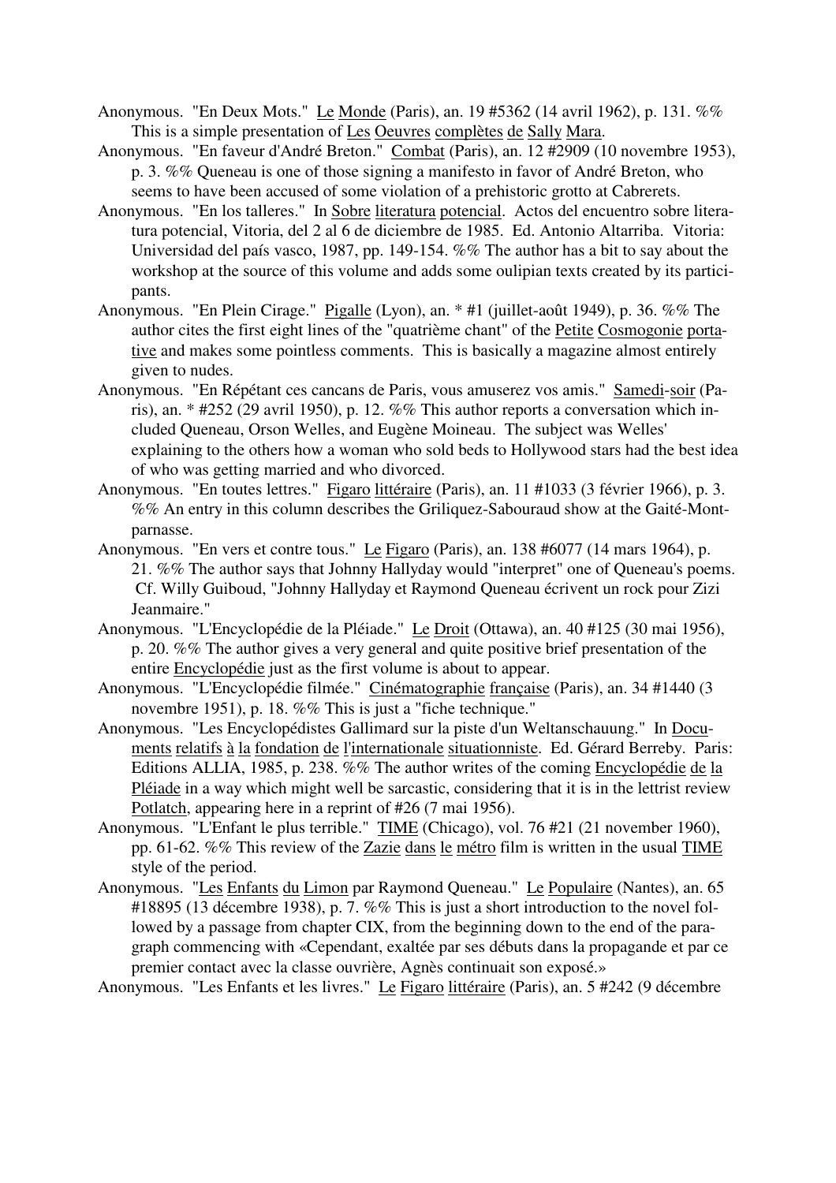Anonymous. "En Deux Mots." Le Monde (Paris), an. 19 #5362 (14 avril 1962), p. 131. %% This is a simple presentation of Les Oeuvres complètes de Sally Mara.

Anonymous. "En faveur d'André Breton." Combat (Paris), an. 12 #2909 (10 novembre 1953), p. 3. %% Queneau is one of those signing a manifesto in favor of André Breton, who seems to have been accused of some violation of a prehistoric grotto at Cabrerets.

Anonymous. "En los talleres." In Sobre literatura potencial. Actos del encuentro sobre literatura potencial, Vitoria, del 2 al 6 de diciembre de 1985. Ed. Antonio Altarriba. Vitoria: Universidad del país vasco, 1987, pp. 149-154. %% The author has a bit to say about the workshop at the source of this volume and adds some oulipian texts created by its participants.

Anonymous. "En Plein Cirage." Pigalle (Lyon), an. * #1 (juillet-août 1949), p. 36. %% The author cites the first eight lines of the "quatrième chant" of the Petite Cosmogonie portative and makes some pointless comments. This is basically a magazine almost entirely given to nudes.

Anonymous. "En Répétant ces cancans de Paris, vous amuserez vos amis." Samedi-soir (Paris), an. * #252 (29 avril 1950), p. 12. %% This author reports a conversation which included Queneau, Orson Welles, and Eugène Moineau. The subject was Welles' explaining to the others how a woman who sold beds to Hollywood stars had the best idea of who was getting married and who divorced.

Anonymous. "En toutes lettres." Figaro littéraire (Paris), an. 11 #1033 (3 février 1966), p. 3. %% An entry in this column describes the Griliquez-Sabouraud show at the Gaité-Montparnasse.

Anonymous. "En vers et contre tous." Le Figaro (Paris), an. 138 #6077 (14 mars 1964), p. 21. %% The author says that Johnny Hallyday would "interpret" one of Queneau's poems. Cf. Willy Guiboud, "Johnny Hallyday et Raymond Queneau écrivent un rock pour Zizi Jeanmaire."

Anonymous. "L'Encyclopédie de la Pléiade." Le Droit (Ottawa), an. 40 #125 (30 mai 1956), p. 20. %% The author gives a very general and quite positive brief presentation of the entire Encyclopédie just as the first volume is about to appear.

Anonymous. "L'Encyclopédie filmée." Cinématographie française (Paris), an. 34 #1440 (3 novembre 1951), p. 18. %% This is just a "fiche technique."

Anonymous. "Les Encyclopédistes Gallimard sur la piste d'un Weltanschauung." In Documents relatifs à la fondation de l'internationale situationniste. Ed. Gérard Berreby. Paris: Editions ALLIA, 1985, p. 238. %% The author writes of the coming Encyclopédie de la Pléiade in a way which might well be sarcastic, considering that it is in the lettrist review Potlatch, appearing here in a reprint of #26 (7 mai 1956).

Anonymous. "L'Enfant le plus terrible." TIME (Chicago), vol. 76 #21 (21 november 1960), pp. 61-62. %% This review of the Zazie dans le métro film is written in the usual TIME style of the period.

Anonymous. "Les Enfants du Limon par Raymond Queneau." Le Populaire (Nantes), an. 65 #18895 (13 décembre 1938), p. 7. %% This is just a short introduction to the novel followed by a passage from chapter CIX, from the beginning down to the end of the paragraph commencing with «Cependant, exaltée par ses débuts dans la propagande et par ce premier contact avec la classe ouvrière, Agnès continuait son exposé.»

Anonymous. "Les Enfants et les livres." Le Figaro littéraire (Paris), an. 5 #242 (9 décembre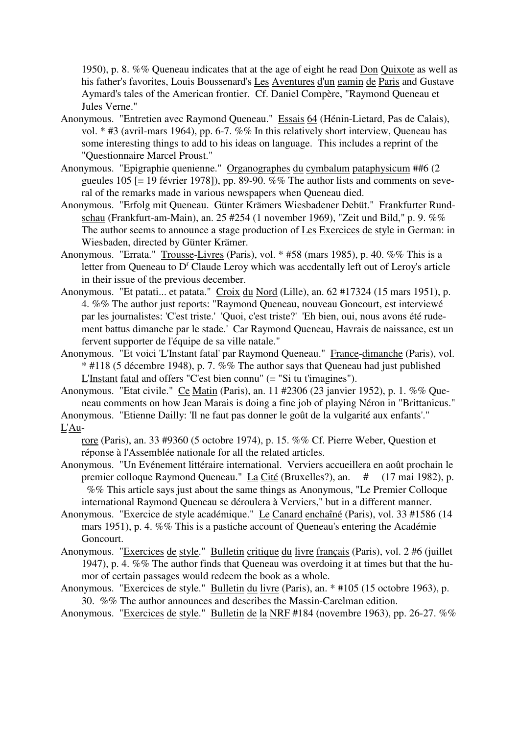1950), p. 8. %% Queneau indicates that at the age of eight he read Don Quixote as well as his father's favorites, Louis Boussenard's Les Aventures d'un gamin de Paris and Gustave Aymard's tales of the American frontier. Cf. Daniel Compère, "Raymond Queneau et Jules Verne."

Anonymous. "Entretien avec Raymond Queneau." Essais 64 (Hénin-Lietard, Pas de Calais), vol. * #3 (avril-mars 1964), pp. 6-7. %% In this relatively short interview, Queneau has some interesting things to add to his ideas on language. This includes a reprint of the "Questionnaire Marcel Proust."

Anonymous. "Epigraphie quenienne." Organographes du cymbalum pataphysicum ##6 (2 gueules 105 [= 19 février 1978]), pp. 89-90. %% The author lists and comments on several of the remarks made in various newspapers when Queneau died.

Anonymous. "Erfolg mit Queneau. Günter Krämers Wiesbadener Debüt." Frankfurter Rundschau (Frankfurt-am-Main), an. 25 #254 (1 november 1969), "Zeit und Bild," p. 9. %% The author seems to announce a stage production of Les Exercices de style in German: in Wiesbaden, directed by Günter Krämer.

Anonymous. "Errata." Trousse-Livres (Paris), vol. * #58 (mars 1985), p. 40. %% This is a letter from Queneau to D[r] Claude Leroy which was accdentally left out of Leroy's article in their issue of the previous december.

Anonymous. "Et patati... et patata." Croix du Nord (Lille), an. 62 #17324 (15 mars 1951), p. 4. %% The author just reports: "Raymond Queneau, nouveau Goncourt, est interviewé par les journalistes: 'C'est triste.' 'Quoi, c'est triste?' 'Eh bien, oui, nous avons été rudement battus dimanche par le stade.' Car Raymond Queneau, Havrais de naissance, est un fervent supporter de l'équipe de sa ville natale."

Anonymous. "Et voici 'L'Instant fatal' par Raymond Queneau." France-dimanche (Paris), vol. * #118 (5 décembre 1948), p. 7. %% The author says that Queneau had just published L'Instant fatal and offers "C'est bien connu" (= "Si tu t'imagines").

Anonymous. "Etat civile." Ce Matin (Paris), an. 11 #2306 (23 janvier 1952), p. 1. %% Queneau comments on how Jean Marais is doing a fine job of playing Néron in "Brittanicus."

Anonymous. "Etienne Dailly: 'Il ne faut pas donner le goût de la vulgarité aux enfants'." L'Aurore (Paris), an. 33 #9360 (5 octobre 1974), p. 15. %% Cf. Pierre Weber, Question et réponse à l'Assemblée nationale for all the related articles.

Anonymous. "Un Evénement littéraire international. Verviers accueillera en août prochain le premier colloque Raymond Queneau." La Cité (Bruxelles?), an. # (17 mai 1982), p. %% This article says just about the same things as Anonymous, "Le Premier Colloque international Raymond Queneau se déroulera à Verviers," but in a different manner.

Anonymous. "Exercice de style académique." Le Canard enchaîné (Paris), vol. 33 #1586 (14 mars 1951), p. 4. %% This is a pastiche account of Queneau's entering the Académie Goncourt.

Anonymous. "Exercices de style." Bulletin critique du livre français (Paris), vol. 2 #6 (juillet 1947), p. 4. %% The author finds that Queneau was overdoing it at times but that the humor of certain passages would redeem the book as a whole.

Anonymous. "Exercices de style." Bulletin du livre (Paris), an. * #105 (15 octobre 1963), p. 30. %% The author announces and describes the Massin-Carelman edition.

Anonymous. "Exercices de style." Bulletin de la NRF #184 (novembre 1963), pp. 26-27. %%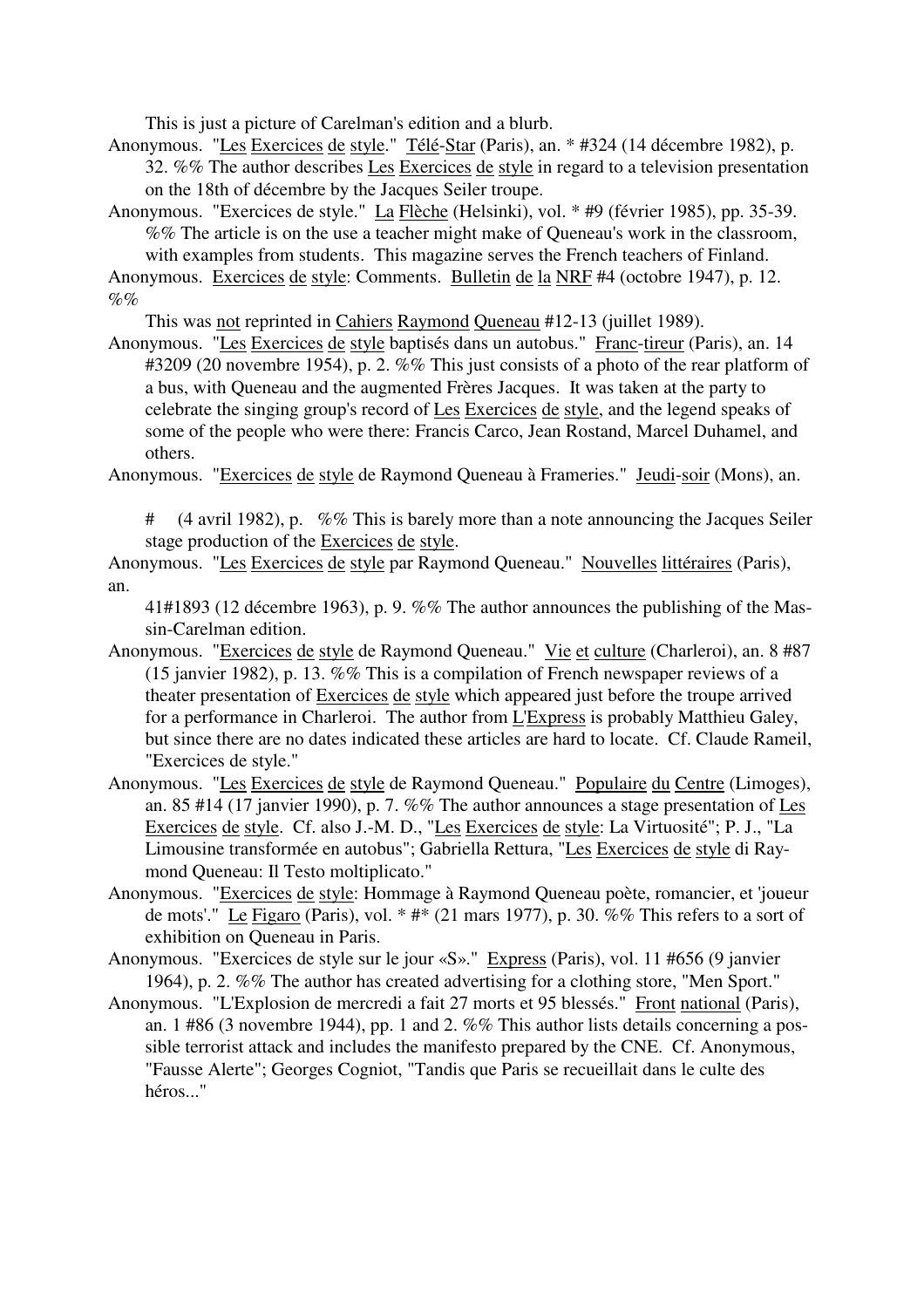This is just a picture of Carelman's edition and a blurb.

Anonymous. "Les Exercices de style." Télé-Star (Paris), an. * #324 (14 décembre 1982), p. 32. %% The author describes Les Exercices de style in regard to a television presentation on the 18th of décembre by the Jacques Seiler troupe.

Anonymous. "Exercices de style." La Flèche (Helsinki), vol. * #9 (février 1985), pp. 35-39. %% The article is on the use a teacher might make of Queneau's work in the classroom, with examples from students. This magazine serves the French teachers of Finland.

Anonymous. Exercices de style: Comments. Bulletin de la NRF #4 (octobre 1947), p. 12. %%

This was not reprinted in Cahiers Raymond Queneau #12-13 (juillet 1989).

Anonymous. "Les Exercices de style baptisés dans un autobus." Franc-tireur (Paris), an. 14 #3209 (20 novembre 1954), p. 2. %% This just consists of a photo of the rear platform of a bus, with Queneau and the augmented Frères Jacques. It was taken at the party to celebrate the singing group's record of Les Exercices de style, and the legend speaks of some of the people who were there: Francis Carco, Jean Rostand, Marcel Duhamel, and others.

Anonymous. "Exercices de style de Raymond Queneau à Frameries." Jeudi-soir (Mons), an.

# (4 avril 1982), p. %% This is barely more than a note announcing the Jacques Seiler stage production of the Exercices de style.

Anonymous. "Les Exercices de style par Raymond Queneau." Nouvelles littéraires (Paris), an.

41#1893 (12 décembre 1963), p. 9. %% The author announces the publishing of the Massin-Carelman edition.

Anonymous. "Exercices de style de Raymond Queneau." Vie et culture (Charleroi), an. 8 #87 (15 janvier 1982), p. 13. %% This is a compilation of French newspaper reviews of a theater presentation of Exercices de style which appeared just before the troupe arrived for a performance in Charleroi. The author from L'Express is probably Matthieu Galey, but since there are no dates indicated these articles are hard to locate. Cf. Claude Rameil, "Exercices de style."

Anonymous. "Les Exercices de style de Raymond Queneau." Populaire du Centre (Limoges), an. 85 #14 (17 janvier 1990), p. 7. %% The author announces a stage presentation of Les Exercices de style. Cf. also J.-M. D., "Les Exercices de style: La Virtuosité"; P. J., "La Limousine transformée en autobus"; Gabriella Rettura, "Les Exercices de style di Raymond Queneau: Il Testo moltiplicato."

Anonymous. "Exercices de style: Hommage à Raymond Queneau poète, romancier, et 'joueur de mots'." Le Figaro (Paris), vol. * #* (21 mars 1977), p. 30. %% This refers to a sort of exhibition on Queneau in Paris.

Anonymous. "Exercices de style sur le jour «S»." Express (Paris), vol. 11 #656 (9 janvier 1964), p. 2. %% The author has created advertising for a clothing store, "Men Sport."

Anonymous. "L'Explosion de mercredi a fait 27 morts et 95 blessés." Front national (Paris), an. 1 #86 (3 novembre 1944), pp. 1 and 2. %% This author lists details concerning a possible terrorist attack and includes the manifesto prepared by the CNE. Cf. Anonymous, "Fausse Alerte"; Georges Cogniot, "Tandis que Paris se recueillait dans le culte des héros..."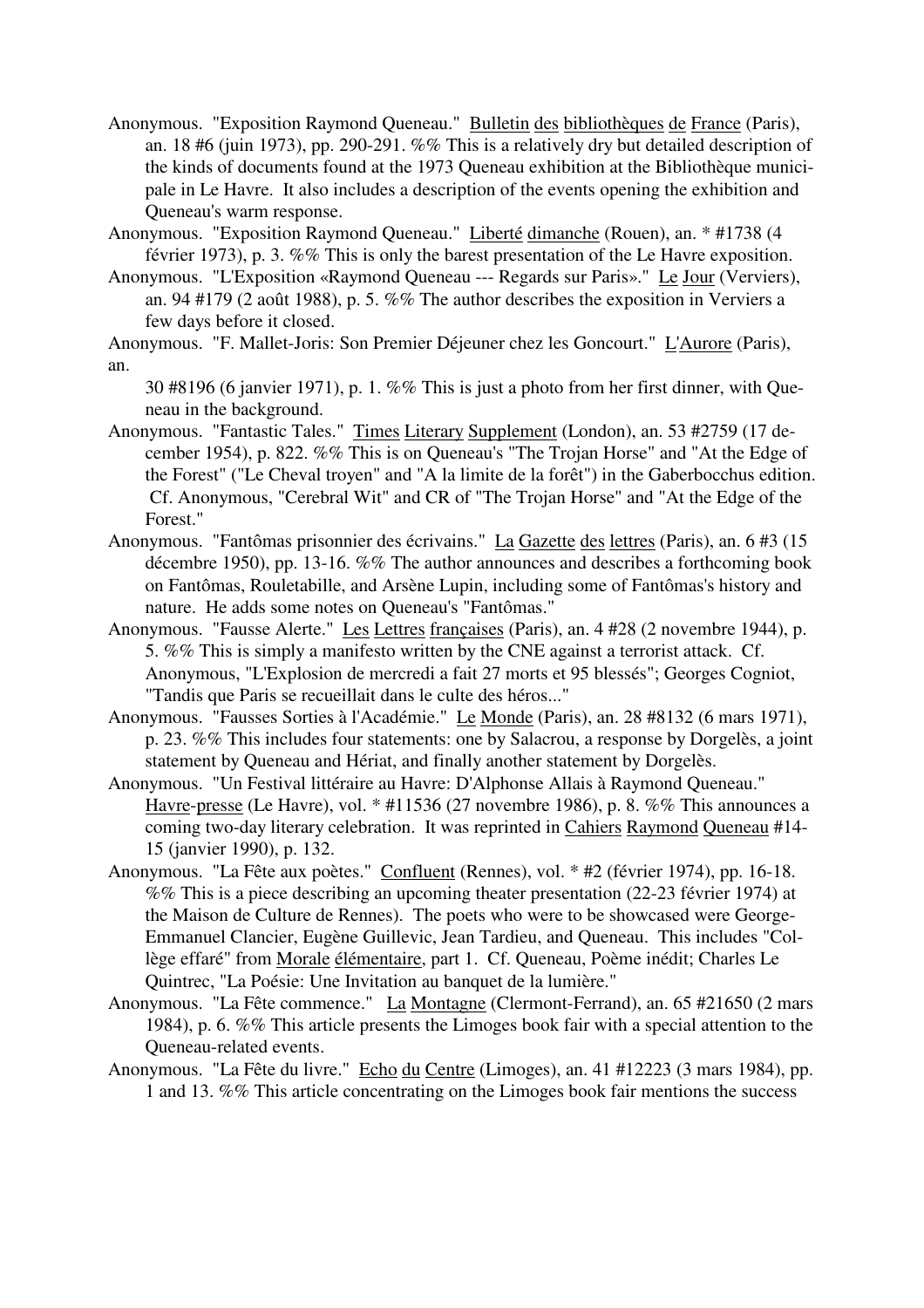Anonymous. "Exposition Raymond Queneau." Bulletin des bibliothèques de France (Paris), an. 18 #6 (juin 1973), pp. 290-291. %% This is a relatively dry but detailed description of the kinds of documents found at the 1973 Queneau exhibition at the Bibliothèque municipale in Le Havre. It also includes a description of the events opening the exhibition and Queneau's warm response.

Anonymous. "Exposition Raymond Queneau." Liberté dimanche (Rouen), an. * #1738 (4 février 1973), p. 3. %% This is only the barest presentation of the Le Havre exposition.

Anonymous. "L'Exposition «Raymond Queneau --- Regards sur Paris»." Le Jour (Verviers), an. 94 #179 (2 août 1988), p. 5. %% The author describes the exposition in Verviers a few days before it closed.

Anonymous. "F. Mallet-Joris: Son Premier Déjeuner chez les Goncourt." L'Aurore (Paris), an. 30 #8196 (6 janvier 1971), p. 1. %% This is just a photo from her first dinner, with Queneau in the background.

Anonymous. "Fantastic Tales." Times Literary Supplement (London), an. 53 #2759 (17 december 1954), p. 822. %% This is on Queneau's "The Trojan Horse" and "At the Edge of the Forest" ("Le Cheval troyen" and "A la limite de la forêt") in the Gaberbocchus edition. Cf. Anonymous, "Cerebral Wit" and CR of "The Trojan Horse" and "At the Edge of the Forest."

Anonymous. "Fantômas prisonnier des écrivains." La Gazette des lettres (Paris), an. 6 #3 (15 décembre 1950), pp. 13-16. %% The author announces and describes a forthcoming book on Fantômas, Rouletabille, and Arsène Lupin, including some of Fantômas's history and nature. He adds some notes on Queneau's "Fantômas."

Anonymous. "Fausse Alerte." Les Lettres françaises (Paris), an. 4 #28 (2 novembre 1944), p. 5. %% This is simply a manifesto written by the CNE against a terrorist attack. Cf. Anonymous, "L'Explosion de mercredi a fait 27 morts et 95 blessés"; Georges Cogniot, "Tandis que Paris se recueillait dans le culte des héros..."

Anonymous. "Fausses Sorties à l'Académie." Le Monde (Paris), an. 28 #8132 (6 mars 1971), p. 23. %% This includes four statements: one by Salacrou, a response by Dorgelès, a joint statement by Queneau and Hériat, and finally another statement by Dorgelès.

Anonymous. "Un Festival littéraire au Havre: D'Alphonse Allais à Raymond Queneau." Havre-presse (Le Havre), vol. * #11536 (27 novembre 1986), p. 8. %% This announces a coming two-day literary celebration. It was reprinted in Cahiers Raymond Queneau #14-15 (janvier 1990), p. 132.

Anonymous. "La Fête aux poètes." Confluent (Rennes), vol. * #2 (février 1974), pp. 16-18. %% This is a piece describing an upcoming theater presentation (22-23 février 1974) at the Maison de Culture de Rennes). The poets who were to be showcased were George-Emmanuel Clancier, Eugène Guillevic, Jean Tardieu, and Queneau. This includes "Collège effaré" from Morale élémentaire, part 1. Cf. Queneau, Poème inédit; Charles Le Quintrec, "La Poésie: Une Invitation au banquet de la lumière."

Anonymous. "La Fête commence." La Montagne (Clermont-Ferrand), an. 65 #21650 (2 mars 1984), p. 6. %% This article presents the Limoges book fair with a special attention to the Queneau-related events.

Anonymous. "La Fête du livre." Echo du Centre (Limoges), an. 41 #12223 (3 mars 1984), pp. 1 and 13. %% This article concentrating on the Limoges book fair mentions the success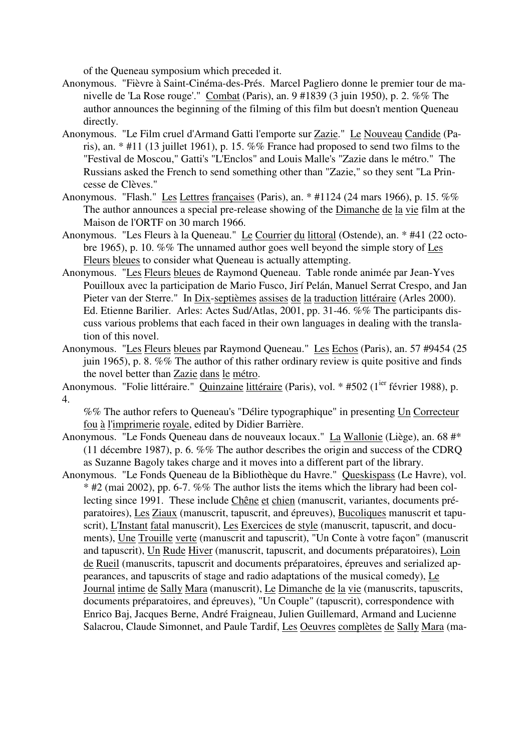of the Queneau symposium which preceded it.

Anonymous. "Fièvre à Saint-Cinéma-des-Prés. Marcel Pagliero donne le premier tour de manivelle de 'La Rose rouge'." Combat (Paris), an. 9 #1839 (3 juin 1950), p. 2. %% The author announces the beginning of the filming of this film but doesn't mention Queneau directly.

Anonymous. "Le Film cruel d'Armand Gatti l'emporte sur Zazie." Le Nouveau Candide (Paris), an. * #11 (13 juillet 1961), p. 15. %% France had proposed to send two films to the "Festival de Moscou," Gatti's "L'Enclos" and Louis Malle's "Zazie dans le métro." The Russians asked the French to send something other than "Zazie," so they sent "La Princesse de Clèves."

Anonymous. "Flash." Les Lettres françaises (Paris), an. * #1124 (24 mars 1966), p. 15. %% The author announces a special pre-release showing of the Dimanche de la vie film at the Maison de l'ORTF on 30 march 1966.

Anonymous. "Les Fleurs à la Queneau." Le Courrier du littoral (Ostende), an. * #41 (22 octobre 1965), p. 10. %% The unnamed author goes well beyond the simple story of Les Fleurs bleues to consider what Queneau is actually attempting.

Anonymous. "Les Fleurs bleues de Raymond Queneau. Table ronde animée par Jean-Yves Pouilloux avec la participation de Mario Fusco, Jirí Pelán, Manuel Serrat Crespo, and Jan Pieter van der Sterre." In Dix-septièmes assises de la traduction littéraire (Arles 2000). Ed. Etienne Barilier. Arles: Actes Sud/Atlas, 2001, pp. 31-46. %% The participants discuss various problems that each faced in their own languages in dealing with the translation of this novel.

Anonymous. "Les Fleurs bleues par Raymond Queneau." Les Echos (Paris), an. 57 #9454 (25 juin 1965), p. 8. %% The author of this rather ordinary review is quite positive and finds the novel better than Zazie dans le métro.

Anonymous. "Folie littéraire." Quinzaine littéraire (Paris), vol. * #502 (1ier février 1988), p. 4.

%% The author refers to Queneau's "Délire typographique" in presenting Un Correcteur fou à l'imprimerie royale, edited by Didier Barrière.

Anonymous. "Le Fonds Queneau dans de nouveaux locaux." La Wallonie (Liège), an. 68 #* (11 décembre 1987), p. 6. %% The author describes the origin and success of the CDRQ as Suzanne Bagoly takes charge and it moves into a different part of the library.

Anonymous. "Le Fonds Queneau de la Bibliothèque du Havre." Queskispass (Le Havre), vol. * #2 (mai 2002), pp. 6-7. %% The author lists the items which the library had been collecting since 1991. These include Chêne et chien (manuscrit, variantes, documents préparatoires), Les Ziaux (manuscrit, tapuscrit, and épreuves), Bucoliques manuscrit et tapuscrit), L'Instant fatal manuscrit), Les Exercices de style (manuscrit, tapuscrit, and documents), Une Trouille verte (manuscrit and tapuscrit), "Un Conte à votre façon" (manuscrit and tapuscrit), Un Rude Hiver (manuscrit, tapuscrit, and documents préparatoires), Loin de Rueil (manuscrits, tapuscrit and documents préparatoires, épreuves and serialized appearances, and tapuscrits of stage and radio adaptations of the musical comedy), Le Journal intime de Sally Mara (manuscrit), Le Dimanche de la vie (manuscrits, tapuscrits, documents préparatoires, and épreuves), "Un Couple" (tapuscrit), correspondence with Enrico Baj, Jacques Berne, André Fraigneau, Julien Guillemard, Armand and Lucienne Salacrou, Claude Simonnet, and Paule Tardif, Les Oeuvres complètes de Sally Mara (ma-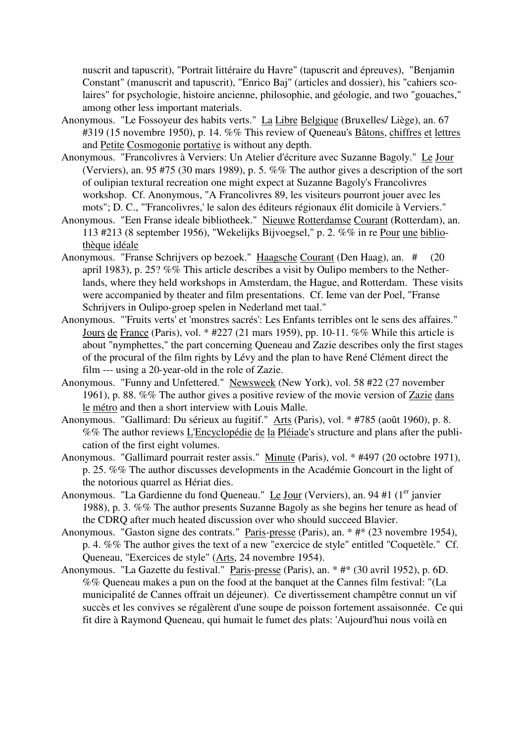nuscrit and tapuscrit), "Portrait littéraire du Havre" (tapuscrit and épreuves), "Benjamin Constant" (manuscrit and tapuscrit), "Enrico Baj" (articles and dossier), his "cahiers scolaires" for psychologie, histoire ancienne, philosophie, and géologie, and two "gouaches," among other less important materials.

Anonymous. "Le Fossoyeur des habits verts." La Libre Belgique (Bruxelles/ Liège), an. 67 #319 (15 novembre 1950), p. 14. %% This review of Queneau's Bâtons, chiffres et lettres and Petite Cosmogonie portative is without any depth.

Anonymous. "Francolivres à Verviers: Un Atelier d'écriture avec Suzanne Bagoly." Le Jour (Verviers), an. 95 #75 (30 mars 1989), p. 5. %% The author gives a description of the sort of oulipian textural recreation one might expect at Suzanne Bagoly's Francolivres workshop. Cf. Anonymous, "A Francolivres 89, les visiteurs pourront jouer avec les mots"; D. C., "'Francolivres,' le salon des éditeurs régionaux élit domicile à Verviers."

Anonymous. "Een Franse ideale bibliotheek." Nieuwe Rotterdamse Courant (Rotterdam), an. 113 #213 (8 september 1956), "Wekelijks Bijvoegsel," p. 2. %% in re Pour une bibliothèque idéale

Anonymous. "Franse Schrijvers op bezoek." Haagsche Courant (Den Haag), an. # (20 april 1983), p. 25? %% This article describes a visit by Oulipo members to the Netherlands, where they held workshops in Amsterdam, the Hague, and Rotterdam. These visits were accompanied by theater and film presentations. Cf. Ieme van der Poel, "Franse Schrijvers in Oulipo-groep spelen in Nederland met taal."

Anonymous. "'Fruits verts' et 'monstres sacrés': Les Enfants terribles ont le sens des affaires." Jours de France (Paris), vol. * #227 (21 mars 1959), pp. 10-11. %% While this article is about "nymphettes," the part concerning Queneau and Zazie describes only the first stages of the procural of the film rights by Lévy and the plan to have René Clément direct the film --- using a 20-year-old in the role of Zazie.

Anonymous. "Funny and Unfettered." Newsweek (New York), vol. 58 #22 (27 november 1961), p. 88. %% The author gives a positive review of the movie version of Zazie dans le métro and then a short interview with Louis Malle.

Anonymous. "Gallimard: Du sérieux au fugitif." Arts (Paris), vol. * #785 (août 1960), p. 8. %% The author reviews L'Encyclopédie de la Pléiade's structure and plans after the publication of the first eight volumes.

Anonymous. "Gallimard pourrait rester assis." Minute (Paris), vol. * #497 (20 octobre 1971), p. 25. %% The author discusses developments in the Académie Goncourt in the light of the notorious quarrel as Hériat dies.

Anonymous. "La Gardienne du fond Queneau." Le Jour (Verviers), an. 94 #1 (1er janvier 1988), p. 3. %% The author presents Suzanne Bagoly as she begins her tenure as head of the CDRQ after much heated discussion over who should succeed Blavier.

Anonymous. "Gaston signe des contrats." Paris-presse (Paris), an. * #* (23 novembre 1954), p. 4. %% The author gives the text of a new "exercice de style" entitled "Coquetèle." Cf. Queneau, "Exercices de style" (Arts, 24 novembre 1954).

Anonymous. "La Gazette du festival." Paris-presse (Paris), an. * #* (30 avril 1952), p. 6D. %% Queneau makes a pun on the food at the banquet at the Cannes film festival: "(La municipalité de Cannes offrait un déjeuner). Ce divertissement champêtre connut un vif succès et les convives se régalèrent d'une soupe de poisson fortement assaisonnée. Ce qui fit dire à Raymond Queneau, qui humait le fumet des plats: 'Aujourd'hui nous voilà en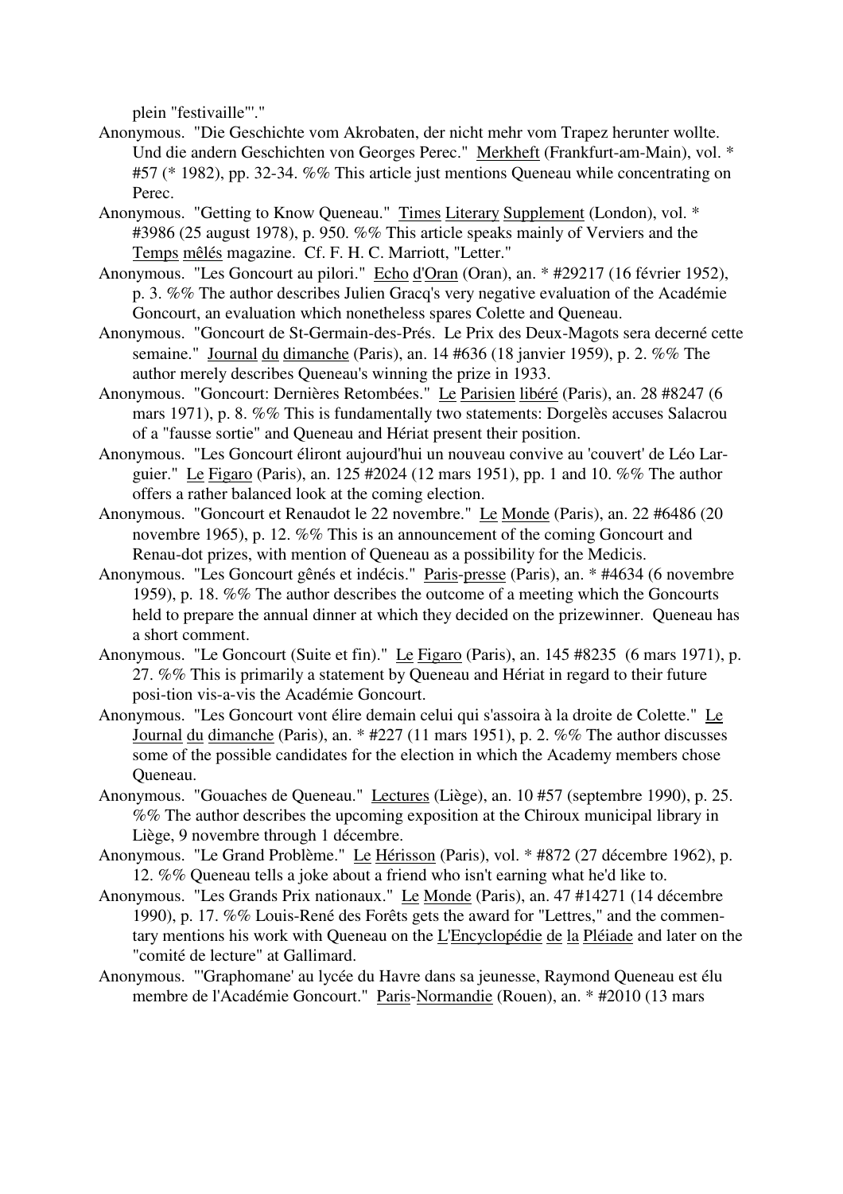plein "festivaille"'."

Anonymous. "Die Geschichte vom Akrobaten, der nicht mehr vom Trapez herunter wollte. Und die andern Geschichten von Georges Perec." Merkheft (Frankfurt-am-Main), vol. * #57 (* 1982), pp. 32-34. %% This article just mentions Queneau while concentrating on Perec.

Anonymous. "Getting to Know Queneau." Times Literary Supplement (London), vol. * #3986 (25 august 1978), p. 950. %% This article speaks mainly of Verviers and the Temps mêlés magazine. Cf. F. H. C. Marriott, "Letter."

Anonymous. "Les Goncourt au pilori." Echo d'Oran (Oran), an. * #29217 (16 février 1952), p. 3. %% The author describes Julien Gracq's very negative evaluation of the Académie Goncourt, an evaluation which nonetheless spares Colette and Queneau.

Anonymous. "Goncourt de St-Germain-des-Prés. Le Prix des Deux-Magots sera decerné cette semaine." Journal du dimanche (Paris), an. 14 #636 (18 janvier 1959), p. 2. %% The author merely describes Queneau's winning the prize in 1933.

Anonymous. "Goncourt: Dernières Retombées." Le Parisien libéré (Paris), an. 28 #8247 (6 mars 1971), p. 8. %% This is fundamentally two statements: Dorgelès accuses Salacrou of a "fausse sortie" and Queneau and Hériat present their position.

Anonymous. "Les Goncourt éliront aujourd'hui un nouveau convive au 'couvert' de Léo Larguier." Le Figaro (Paris), an. 125 #2024 (12 mars 1951), pp. 1 and 10. %% The author offers a rather balanced look at the coming election.

Anonymous. "Goncourt et Renaudot le 22 novembre." Le Monde (Paris), an. 22 #6486 (20 novembre 1965), p. 12. %% This is an announcement of the coming Goncourt and Renau-dot prizes, with mention of Queneau as a possibility for the Medicis.

Anonymous. "Les Goncourt gênés et indécis." Paris-presse (Paris), an. * #4634 (6 novembre 1959), p. 18. %% The author describes the outcome of a meeting which the Goncourts held to prepare the annual dinner at which they decided on the prizewinner. Queneau has a short comment.

Anonymous. "Le Goncourt (Suite et fin)." Le Figaro (Paris), an. 145 #8235 (6 mars 1971), p. 27. %% This is primarily a statement by Queneau and Hériat in regard to their future posi-tion vis-a-vis the Académie Goncourt.

Anonymous. "Les Goncourt vont élire demain celui qui s'assoira à la droite de Colette." Le Journal du dimanche (Paris), an. * #227 (11 mars 1951), p. 2. %% The author discusses some of the possible candidates for the election in which the Academy members chose Queneau.

Anonymous. "Gouaches de Queneau." Lectures (Liège), an. 10 #57 (septembre 1990), p. 25. %% The author describes the upcoming exposition at the Chiroux municipal library in Liège, 9 novembre through 1 décembre.

Anonymous. "Le Grand Problème." Le Hérisson (Paris), vol. * #872 (27 décembre 1962), p. 12. %% Queneau tells a joke about a friend who isn't earning what he'd like to.

Anonymous. "Les Grands Prix nationaux." Le Monde (Paris), an. 47 #14271 (14 décembre 1990), p. 17. %% Louis-René des Forêts gets the award for "Lettres," and the commentary mentions his work with Queneau on the L'Encyclopédie de la Pléiade and later on the "comité de lecture" at Gallimard.

Anonymous. "'Graphomane' au lycée du Havre dans sa jeunesse, Raymond Queneau est élu membre de l'Académie Goncourt." Paris-Normandie (Rouen), an. * #2010 (13 mars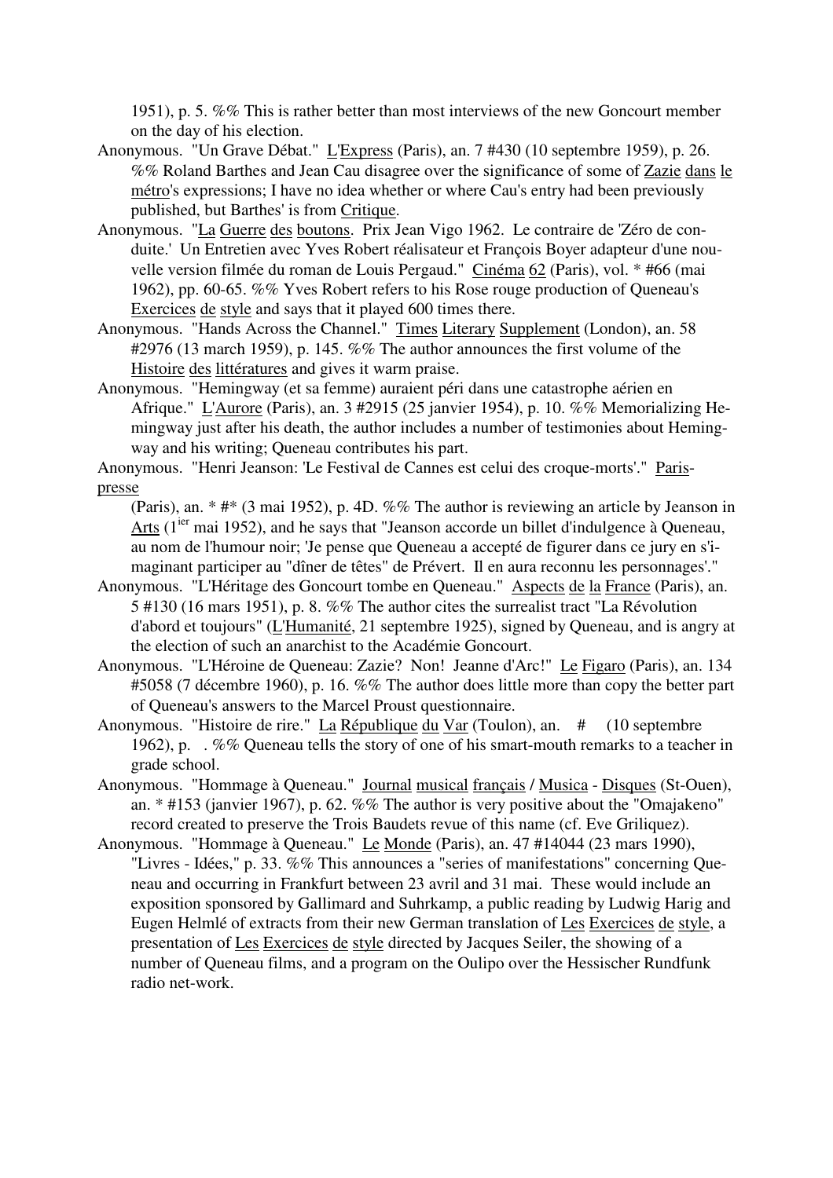1951), p. 5. %% This is rather better than most interviews of the new Goncourt member on the day of his election.

Anonymous. "Un Grave Débat." L'Express (Paris), an. 7 #430 (10 septembre 1959), p. 26. %% Roland Barthes and Jean Cau disagree over the significance of some of Zazie dans le métro's expressions; I have no idea whether or where Cau's entry had been previously published, but Barthes' is from Critique.

Anonymous. "La Guerre des boutons. Prix Jean Vigo 1962. Le contraire de 'Zéro de conduite.' Un Entretien avec Yves Robert réalisateur et François Boyer adapteur d'une nouvelle version filmée du roman de Louis Pergaud." Cinéma 62 (Paris), vol. * #66 (mai 1962), pp. 60-65. %% Yves Robert refers to his Rose rouge production of Queneau's Exercices de style and says that it played 600 times there.

Anonymous. "Hands Across the Channel." Times Literary Supplement (London), an. 58 #2976 (13 march 1959), p. 145. %% The author announces the first volume of the Histoire des littératures and gives it warm praise.

Anonymous. "Hemingway (et sa femme) auraient péri dans une catastrophe aérien en Afrique." L'Aurore (Paris), an. 3 #2915 (25 janvier 1954), p. 10. %% Memorializing Hemingway just after his death, the author includes a number of testimonies about Hemingway and his writing; Queneau contributes his part.

Anonymous. "Henri Jeanson: 'Le Festival de Cannes est celui des croque-morts'." Paris-presse (Paris), an. * #* (3 mai 1952), p. 4D. %% The author is reviewing an article by Jeanson in Arts (1ier mai 1952), and he says that "Jeanson accorde un billet d'indulgence à Queneau, au nom de l'humour noir; 'Je pense que Queneau a accepté de figurer dans ce jury en s'imaginant participer au "dîner de têtes" de Prévert. Il en aura reconnu les personnages'."

Anonymous. "L'Héritage des Goncourt tombe en Queneau." Aspects de la France (Paris), an. 5 #130 (16 mars 1951), p. 8. %% The author cites the surrealist tract "La Révolution d'abord et toujours" (L'Humanité, 21 septembre 1925), signed by Queneau, and is angry at the election of such an anarchist to the Académie Goncourt.

Anonymous. "L'Héroïne de Queneau: Zazie? Non! Jeanne d'Arc!" Le Figaro (Paris), an. 134 #5058 (7 décembre 1960), p. 16. %% The author does little more than copy the better part of Queneau's answers to the Marcel Proust questionnaire.

Anonymous. "Histoire de rire." La République du Var (Toulon), an. # (10 septembre 1962), p. . %% Queneau tells the story of one of his smart-mouth remarks to a teacher in grade school.

Anonymous. "Hommage à Queneau." Journal musical français / Musica - Disques (St-Ouen), an. * #153 (janvier 1967), p. 62. %% The author is very positive about the "Omajakeno" record created to preserve the Trois Baudets revue of this name (cf. Eve Griliquez).

Anonymous. "Hommage à Queneau." Le Monde (Paris), an. 47 #14044 (23 mars 1990), "Livres - Idées," p. 33. %% This announces a "series of manifestations" concerning Queneau and occurring in Frankfurt between 23 avril and 31 mai. These would include an exposition sponsored by Gallimard and Suhrkamp, a public reading by Ludwig Harig and Eugen Helmlé of extracts from their new German translation of Les Exercices de style, a presentation of Les Exercices de style directed by Jacques Seiler, the showing of a number of Queneau films, and a program on the Oulipo over the Hessischer Rundfunk radio net-work.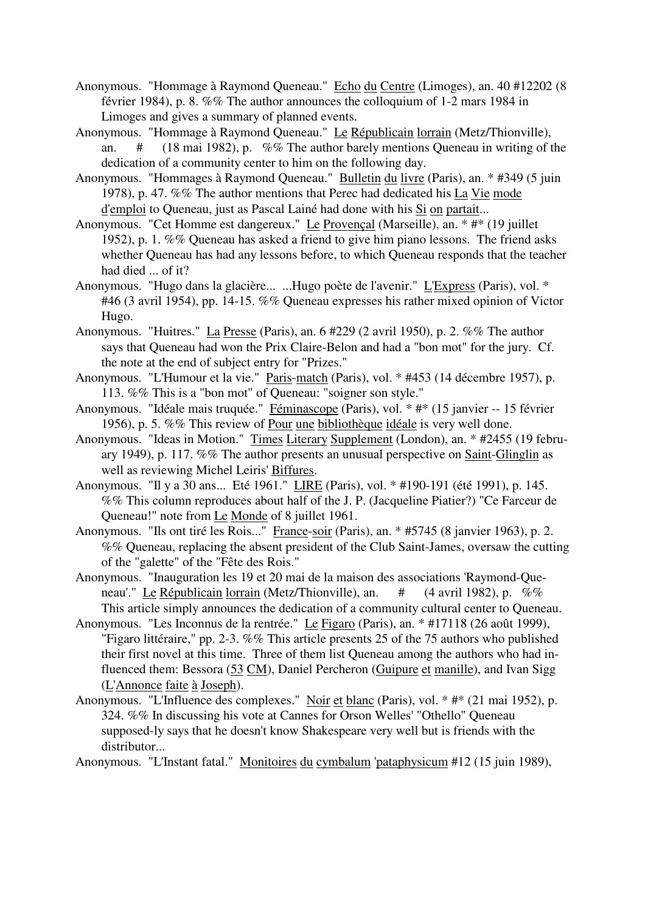Anonymous. "Hommage à Raymond Queneau." Echo du Centre (Limoges), an. 40 #12202 (8 février 1984), p. 8. %% The author announces the colloquium of 1-2 mars 1984 in Limoges and gives a summary of planned events.

Anonymous. "Hommage à Raymond Queneau." Le Républicain lorrain (Metz/Thionville), an. # (18 mai 1982), p. %% The author barely mentions Queneau in writing of the dedication of a community center to him on the following day.

Anonymous. "Hommages à Raymond Queneau." Bulletin du livre (Paris), an. * #349 (5 juin 1978), p. 47. %% The author mentions that Perec had dedicated his La Vie mode d'emploi to Queneau, just as Pascal Lainé had done with his Si on partait...

Anonymous. "Cet Homme est dangereux." Le Provençal (Marseille), an. * #* (19 juillet 1952), p. 1. %% Queneau has asked a friend to give him piano lessons. The friend asks whether Queneau has had any lessons before, to which Queneau responds that the teacher had died ... of it?

Anonymous. "Hugo dans la glacière... ...Hugo poète de l'avenir." L'Express (Paris), vol. * #46 (3 avril 1954), pp. 14-15. %% Queneau expresses his rather mixed opinion of Victor Hugo.

Anonymous. "Huitres." La Presse (Paris), an. 6 #229 (2 avril 1950), p. 2. %% The author says that Queneau had won the Prix Claire-Belon and had a "bon mot" for the jury. Cf. the note at the end of subject entry for "Prizes."

Anonymous. "L'Humour et la vie." Paris-match (Paris), vol. * #453 (14 décembre 1957), p. 113. %% This is a "bon mot" of Queneau: "soigner son style."

Anonymous. "Idéale mais truquée." Féminascope (Paris), vol. * #* (15 janvier -- 15 février 1956), p. 5. %% This review of Pour une bibliothèque idéale is very well done.

Anonymous. "Ideas in Motion." Times Literary Supplement (London), an. * #2455 (19 february 1949), p. 117. %% The author presents an unusual perspective on Saint-Glinglin as well as reviewing Michel Leiris' Biffures.

Anonymous. "Il y a 30 ans... Eté 1961." LIRE (Paris), vol. * #190-191 (été 1991), p. 145. %% This column reproduces about half of the J. P. (Jacqueline Piatier?) "Ce Farceur de Queneau!" note from Le Monde of 8 juillet 1961.

Anonymous. "Ils ont tiré les Rois..." France-soir (Paris), an. * #5745 (8 janvier 1963), p. 2. %% Queneau, replacing the absent president of the Club Saint-James, oversaw the cutting of the "galette" of the "Fête des Rois."

Anonymous. "Inauguration les 19 et 20 mai de la maison des associations 'Raymond-Queneau'." Le Républicain lorrain (Metz/Thionville), an. # (4 avril 1982), p. %% This article simply announces the dedication of a community cultural center to Queneau.

Anonymous. "Les Inconnus de la rentrée." Le Figaro (Paris), an. * #17118 (26 août 1999), "Figaro littéraire," pp. 2-3. %% This article presents 25 of the 75 authors who published their first novel at this time. Three of them list Queneau among the authors who had influenced them: Bessora (53 CM), Daniel Percheron (Guipure et manille), and Ivan Sigg (L'Annonce faite à Joseph).

Anonymous. "L'Influence des complexes." Noir et blanc (Paris), vol. * #* (21 mai 1952), p. 324. %% In discussing his vote at Cannes for Orson Welles' "Othello" Queneau supposed-ly says that he doesn't know Shakespeare very well but is friends with the distributor...

Anonymous. "L'Instant fatal." Monitoires du cymbalum 'pataphysicum #12 (15 juin 1989),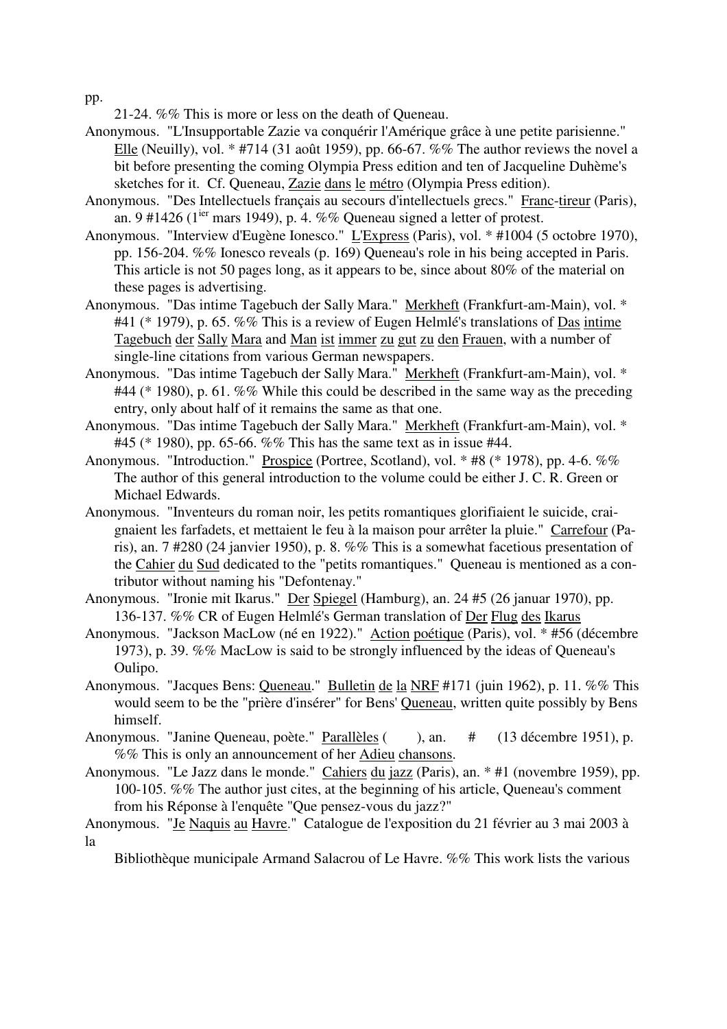pp.
21-24. %% This is more or less on the death of Queneau.

Anonymous. "L'Insupportable Zazie va conquérir l'Amérique grâce à une petite parisienne." Elle (Neuilly), vol. * #714 (31 août 1959), pp. 66-67. %% The author reviews the novel a bit before presenting the coming Olympia Press edition and ten of Jacqueline Duhème's sketches for it. Cf. Queneau, Zazie dans le métro (Olympia Press edition).

Anonymous. "Des Intellectuels français au secours d'intellectuels grecs." Franc-tireur (Paris), an. 9 #1426 (1[ier] mars 1949), p. 4. %% Queneau signed a letter of protest.

Anonymous. "Interview d'Eugène Ionesco." L'Express (Paris), vol. * #1004 (5 octobre 1970), pp. 156-204. %% Ionesco reveals (p. 169) Queneau's role in his being accepted in Paris. This article is not 50 pages long, as it appears to be, since about 80% of the material on these pages is advertising.

Anonymous. "Das intime Tagebuch der Sally Mara." Merkheft (Frankfurt-am-Main), vol. * #41 (* 1979), p. 65. %% This is a review of Eugen Helmlé's translations of Das intime Tagebuch der Sally Mara and Man ist immer zu gut zu den Frauen, with a number of single-line citations from various German newspapers.

Anonymous. "Das intime Tagebuch der Sally Mara." Merkheft (Frankfurt-am-Main), vol. * #44 (* 1980), p. 61. %% While this could be described in the same way as the preceding entry, only about half of it remains the same as that one.

Anonymous. "Das intime Tagebuch der Sally Mara." Merkheft (Frankfurt-am-Main), vol. * #45 (* 1980), pp. 65-66. %% This has the same text as in issue #44.

Anonymous. "Introduction." Prospice (Portree, Scotland), vol. * #8 (* 1978), pp. 4-6. %% The author of this general introduction to the volume could be either J. C. R. Green or Michael Edwards.

Anonymous. "Inventeurs du roman noir, les petits romantiques glorifiaient le suicide, craignaient les farfadets, et mettaient le feu à la maison pour arrêter la pluie." Carrefour (Paris), an. 7 #280 (24 janvier 1950), p. 8. %% This is a somewhat facetious presentation of the Cahier du Sud dedicated to the "petits romantiques." Queneau is mentioned as a contributor without naming his "Defontenay."

Anonymous. "Ironie mit Ikarus." Der Spiegel (Hamburg), an. 24 #5 (26 januar 1970), pp. 136-137. %% CR of Eugen Helmlé's German translation of Der Flug des Ikarus

Anonymous. "Jackson MacLow (né en 1922)." Action poétique (Paris), vol. * #56 (décembre 1973), p. 39. %% MacLow is said to be strongly influenced by the ideas of Queneau's Oulipo.

Anonymous. "Jacques Bens: Queneau." Bulletin de la NRF #171 (juin 1962), p. 11. %% This would seem to be the "prière d'insérer" for Bens' Queneau, written quite possibly by Bens himself.

Anonymous. "Janine Queneau, poète." Parallèles ( ), an. # (13 décembre 1951), p. %% This is only an announcement of her Adieu chansons.

Anonymous. "Le Jazz dans le monde." Cahiers du jazz (Paris), an. * #1 (novembre 1959), pp. 100-105. %% The author just cites, at the beginning of his article, Queneau's comment from his Réponse à l'enquête "Que pensez-vous du jazz?"

Anonymous. "Je Naquis au Havre." Catalogue de l'exposition du 21 février au 3 mai 2003 à la
Bibliothèque municipale Armand Salacrou of Le Havre. %% This work lists the various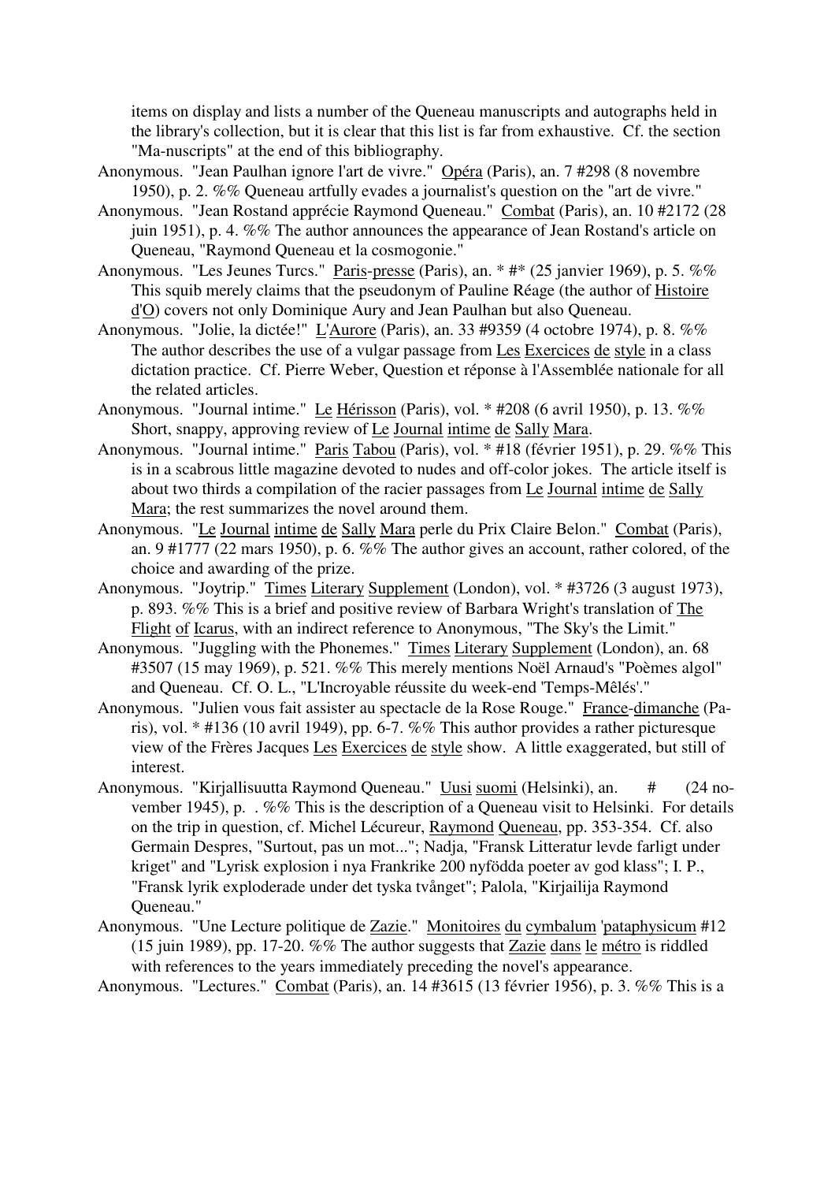items on display and lists a number of the Queneau manuscripts and autographs held in the library's collection, but it is clear that this list is far from exhaustive. Cf. the section "Ma-nuscripts" at the end of this bibliography.

Anonymous. "Jean Paulhan ignore l'art de vivre." Opéra (Paris), an. 7 #298 (8 novembre 1950), p. 2. %% Queneau artfully evades a journalist's question on the "art de vivre."

Anonymous. "Jean Rostand apprécie Raymond Queneau." Combat (Paris), an. 10 #2172 (28 juin 1951), p. 4. %% The author announces the appearance of Jean Rostand's article on Queneau, "Raymond Queneau et la cosmogonie."

Anonymous. "Les Jeunes Turcs." Paris-presse (Paris), an. * #* (25 janvier 1969), p. 5. %% This squib merely claims that the pseudonym of Pauline Réage (the author of Histoire d'O) covers not only Dominique Aury and Jean Paulhan but also Queneau.

Anonymous. "Jolie, la dictée!" L'Aurore (Paris), an. 33 #9359 (4 octobre 1974), p. 8. %% The author describes the use of a vulgar passage from Les Exercices de style in a class dictation practice. Cf. Pierre Weber, Question et réponse à l'Assemblée nationale for all the related articles.

Anonymous. "Journal intime." Le Hérisson (Paris), vol. * #208 (6 avril 1950), p. 13. %% Short, snappy, approving review of Le Journal intime de Sally Mara.

Anonymous. "Journal intime." Paris Tabou (Paris), vol. * #18 (février 1951), p. 29. %% This is in a scabrous little magazine devoted to nudes and off-color jokes. The article itself is about two thirds a compilation of the racier passages from Le Journal intime de Sally Mara; the rest summarizes the novel around them.

Anonymous. "Le Journal intime de Sally Mara perle du Prix Claire Belon." Combat (Paris), an. 9 #1777 (22 mars 1950), p. 6. %% The author gives an account, rather colored, of the choice and awarding of the prize.

Anonymous. "Joytrip." Times Literary Supplement (London), vol. * #3726 (3 august 1973), p. 893. %% This is a brief and positive review of Barbara Wright's translation of The Flight of Icarus, with an indirect reference to Anonymous, "The Sky's the Limit."

Anonymous. "Juggling with the Phonemes." Times Literary Supplement (London), an. 68 #3507 (15 may 1969), p. 521. %% This merely mentions Noël Arnaud's "Poèmes algol" and Queneau. Cf. O. L., "L'Incroyable réussite du week-end 'Temps-Mêlés'."

Anonymous. "Julien vous fait assister au spectacle de la Rose Rouge." France-dimanche (Paris), vol. * #136 (10 avril 1949), pp. 6-7. %% This author provides a rather picturesque view of the Frères Jacques Les Exercices de style show. A little exaggerated, but still of interest.

Anonymous. "Kirjallisuutta Raymond Queneau." Uusi suomi (Helsinki), an. # (24 november 1945), p. . %% This is the description of a Queneau visit to Helsinki. For details on the trip in question, cf. Michel Lécureur, Raymond Queneau, pp. 353-354. Cf. also Germain Despres, "Surtout, pas un mot..."; Nadja, "Fransk Litteratur levde farligt under kriget" and "Lyrisk explosion i nya Frankrike 200 nyfödda poeter av god klass"; I. P., "Fransk lyrik exploderade under det tyska tvånget"; Palola, "Kirjailija Raymond Queneau."

Anonymous. "Une Lecture politique de Zazie." Monitoires du cymbalum 'pataphysicum #12 (15 juin 1989), pp. 17-20. %% The author suggests that Zazie dans le métro is riddled with references to the years immediately preceding the novel's appearance.

Anonymous. "Lectures." Combat (Paris), an. 14 #3615 (13 février 1956), p. 3. %% This is a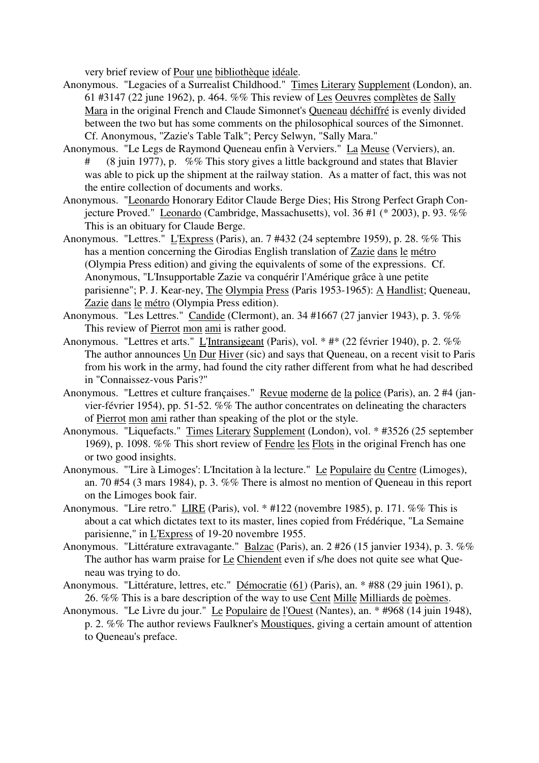very brief review of Pour une bibliothèque idéale.

Anonymous. "Legacies of a Surrealist Childhood." Times Literary Supplement (London), an. 61 #3147 (22 june 1962), p. 464. %% This review of Les Oeuvres complètes de Sally Mara in the original French and Claude Simonnet's Queneau déchiffré is evenly divided between the two but has some comments on the philosophical sources of the Simonnet. Cf. Anonymous, "Zazie's Table Talk"; Percy Selwyn, "Sally Mara."

Anonymous. "Le Legs de Raymond Queneau enfin à Verviers." La Meuse (Verviers), an. # (8 juin 1977), p. %% This story gives a little background and states that Blavier was able to pick up the shipment at the railway station. As a matter of fact, this was not the entire collection of documents and works.

Anonymous. "Leonardo Honorary Editor Claude Berge Dies; His Strong Perfect Graph Conjecture Proved." Leonardo (Cambridge, Massachusetts), vol. 36 #1 (* 2003), p. 93. %% This is an obituary for Claude Berge.

Anonymous. "Lettres." L'Express (Paris), an. 7 #432 (24 septembre 1959), p. 28. %% This has a mention concerning the Girodias English translation of Zazie dans le métro (Olympia Press edition) and giving the equivalents of some of the expressions. Cf. Anonymous, "L'Insupportable Zazie va conquérir l'Amérique grâce à une petite parisienne"; P. J. Kear-ney, The Olympia Press (Paris 1953-1965): A Handlist; Queneau, Zazie dans le métro (Olympia Press edition).

Anonymous. "Les Lettres." Candide (Clermont), an. 34 #1667 (27 janvier 1943), p. 3. %% This review of Pierrot mon ami is rather good.

Anonymous. "Lettres et arts." L'Intransigeant (Paris), vol. * #* (22 février 1940), p. 2. %% The author announces Un Dur Hiver (sic) and says that Queneau, on a recent visit to Paris from his work in the army, had found the city rather different from what he had described in "Connaissez-vous Paris?"

Anonymous. "Lettres et culture françaises." Revue moderne de la police (Paris), an. 2 #4 (janvier-février 1954), pp. 51-52. %% The author concentrates on delineating the characters of Pierrot mon ami rather than speaking of the plot or the style.

Anonymous. "Liquefacts." Times Literary Supplement (London), vol. * #3526 (25 september 1969), p. 1098. %% This short review of Fendre les Flots in the original French has one or two good insights.

Anonymous. "'Lire à Limoges': L'Incitation à la lecture." Le Populaire du Centre (Limoges), an. 70 #54 (3 mars 1984), p. 3. %% There is almost no mention of Queneau in this report on the Limoges book fair.

Anonymous. "Lire retro." LIRE (Paris), vol. * #122 (novembre 1985), p. 171. %% This is about a cat which dictates text to its master, lines copied from Frédérique, "La Semaine parisienne," in L'Express of 19-20 novembre 1955.

Anonymous. "Littérature extravagante." Balzac (Paris), an. 2 #26 (15 janvier 1934), p. 3. %% The author has warm praise for Le Chiendent even if s/he does not quite see what Queneau was trying to do.

Anonymous. "Littérature, lettres, etc." Démocratie (61) (Paris), an. * #88 (29 juin 1961), p. 26. %% This is a bare description of the way to use Cent Mille Milliards de poèmes.

Anonymous. "Le Livre du jour." Le Populaire de l'Ouest (Nantes), an. * #968 (14 juin 1948), p. 2. %% The author reviews Faulkner's Moustiques, giving a certain amount of attention to Queneau's preface.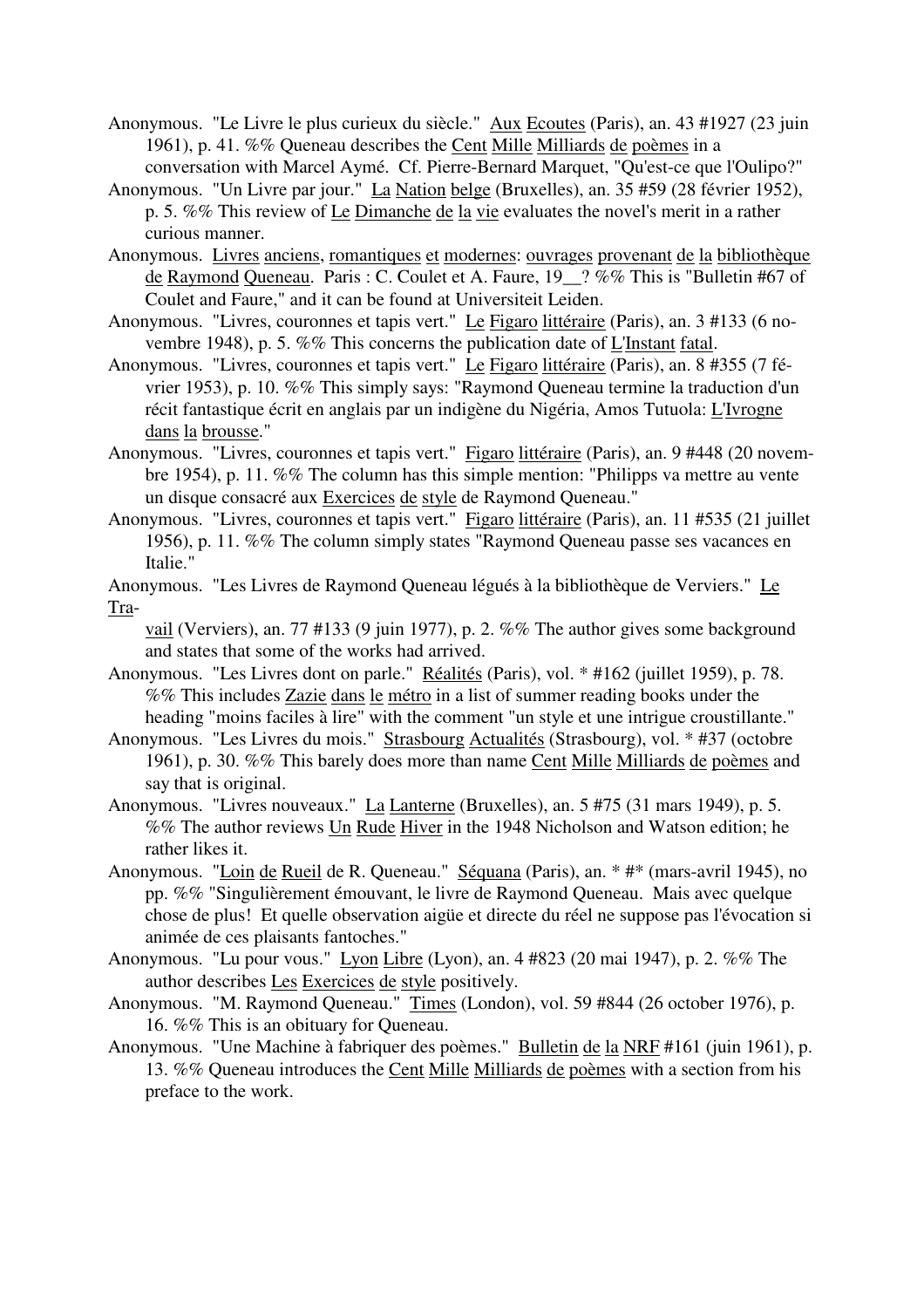Anonymous. "Le Livre le plus curieux du siècle." Aux Ecoutes (Paris), an. 43 #1927 (23 juin 1961), p. 41. %% Queneau describes the Cent Mille Milliards de poèmes in a conversation with Marcel Aymé. Cf. Pierre-Bernard Marquet, "Qu'est-ce que l'Oulipo?"

Anonymous. "Un Livre par jour." La Nation belge (Bruxelles), an. 35 #59 (28 février 1952), p. 5. %% This review of Le Dimanche de la vie evaluates the novel's merit in a rather curious manner.

Anonymous. Livres anciens, romantiques et modernes: ouvrages provenant de la bibliothèque de Raymond Queneau. Paris : C. Coulet et A. Faure, 19__? %% This is "Bulletin #67 of Coulet and Faure," and it can be found at Universiteit Leiden.

Anonymous. "Livres, couronnes et tapis vert." Le Figaro littéraire (Paris), an. 3 #133 (6 novembre 1948), p. 5. %% This concerns the publication date of L'Instant fatal.

Anonymous. "Livres, couronnes et tapis vert." Le Figaro littéraire (Paris), an. 8 #355 (7 février 1953), p. 10. %% This simply says: "Raymond Queneau termine la traduction d'un récit fantastique écrit en anglais par un indigène du Nigéria, Amos Tutuola: L'Ivrogne dans la brousse."

Anonymous. "Livres, couronnes et tapis vert." Figaro littéraire (Paris), an. 9 #448 (20 novembre 1954), p. 11. %% The column has this simple mention: "Philipps va mettre au vente un disque consacré aux Exercices de style de Raymond Queneau."

Anonymous. "Livres, couronnes et tapis vert." Figaro littéraire (Paris), an. 11 #535 (21 juillet 1956), p. 11. %% The column simply states "Raymond Queneau passe ses vacances en Italie."

Anonymous. "Les Livres de Raymond Queneau légués à la bibliothèque de Verviers." Le Travail (Verviers), an. 77 #133 (9 juin 1977), p. 2. %% The author gives some background and states that some of the works had arrived.

Anonymous. "Les Livres dont on parle." Réalités (Paris), vol. * #162 (juillet 1959), p. 78. %% This includes Zazie dans le métro in a list of summer reading books under the heading "moins faciles à lire" with the comment "un style et une intrigue croustillante."

Anonymous. "Les Livres du mois." Strasbourg Actualités (Strasbourg), vol. * #37 (octobre 1961), p. 30. %% This barely does more than name Cent Mille Milliards de poèmes and say that is original.

Anonymous. "Livres nouveaux." La Lanterne (Bruxelles), an. 5 #75 (31 mars 1949), p. 5. %% The author reviews Un Rude Hiver in the 1948 Nicholson and Watson edition; he rather likes it.

Anonymous. "Loin de Rueil de R. Queneau." Séquana (Paris), an. * #* (mars-avril 1945), no pp. %% "Singulièrement émouvant, le livre de Raymond Queneau. Mais avec quelque chose de plus! Et quelle observation aigüe et directe du réel ne suppose pas l'évocation si animée de ces plaisants fantoches."

Anonymous. "Lu pour vous." Lyon Libre (Lyon), an. 4 #823 (20 mai 1947), p. 2. %% The author describes Les Exercices de style positively.

Anonymous. "M. Raymond Queneau." Times (London), vol. 59 #844 (26 october 1976), p. 16. %% This is an obituary for Queneau.

Anonymous. "Une Machine à fabriquer des poèmes." Bulletin de la NRF #161 (juin 1961), p. 13. %% Queneau introduces the Cent Mille Milliards de poèmes with a section from his preface to the work.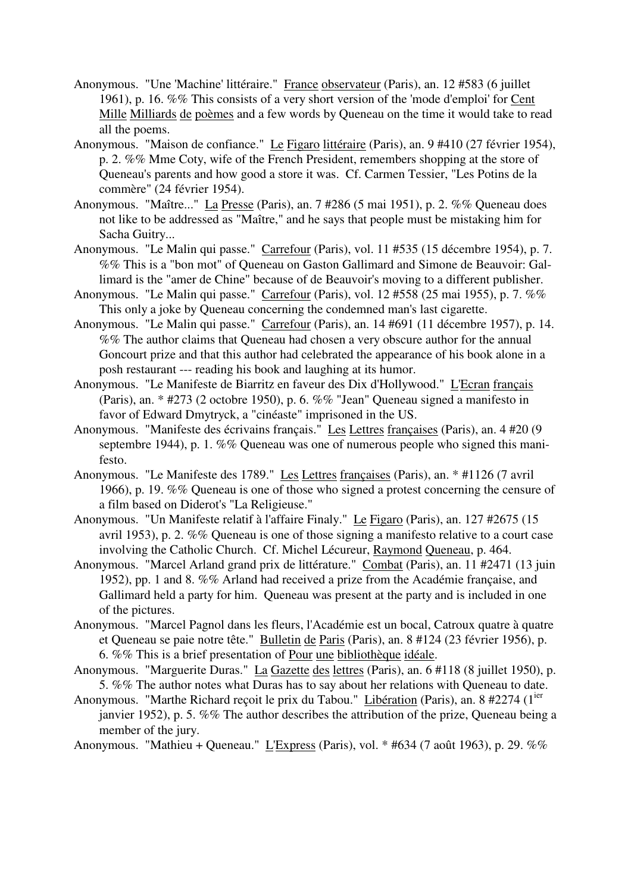Anonymous. "Une 'Machine' littéraire." France observateur (Paris), an. 12 #583 (6 juillet 1961), p. 16. %% This consists of a very short version of the 'mode d'emploi' for Cent Mille Milliards de poèmes and a few words by Queneau on the time it would take to read all the poems.

Anonymous. "Maison de confiance." Le Figaro littéraire (Paris), an. 9 #410 (27 février 1954), p. 2. %% Mme Coty, wife of the French President, remembers shopping at the store of Queneau's parents and how good a store it was. Cf. Carmen Tessier, "Les Potins de la commère" (24 février 1954).

Anonymous. "Maître..." La Presse (Paris), an. 7 #286 (5 mai 1951), p. 2. %% Queneau does not like to be addressed as "Maître," and he says that people must be mistaking him for Sacha Guitry...

Anonymous. "Le Malin qui passe." Carrefour (Paris), vol. 11 #535 (15 décembre 1954), p. 7. %% This is a "bon mot" of Queneau on Gaston Gallimard and Simone de Beauvoir: Gallimard is the "amer de Chine" because of de Beauvoir's moving to a different publisher.

Anonymous. "Le Malin qui passe." Carrefour (Paris), vol. 12 #558 (25 mai 1955), p. 7. %% This only a joke by Queneau concerning the condemned man's last cigarette.

Anonymous. "Le Malin qui passe." Carrefour (Paris), an. 14 #691 (11 décembre 1957), p. 14. %% The author claims that Queneau had chosen a very obscure author for the annual Goncourt prize and that this author had celebrated the appearance of his book alone in a posh restaurant --- reading his book and laughing at its humor.

Anonymous. "Le Manifeste de Biarritz en faveur des Dix d'Hollywood." L'Ecran français (Paris), an. * #273 (2 octobre 1950), p. 6. %% "Jean" Queneau signed a manifesto in favor of Edward Dmytryck, a "cinéaste" imprisoned in the US.

Anonymous. "Manifeste des écrivains français." Les Lettres françaises (Paris), an. 4 #20 (9 septembre 1944), p. 1. %% Queneau was one of numerous people who signed this manifesto.

Anonymous. "Le Manifeste des 1789." Les Lettres françaises (Paris), an. * #1126 (7 avril 1966), p. 19. %% Queneau is one of those who signed a protest concerning the censure of a film based on Diderot's "La Religieuse."

Anonymous. "Un Manifeste relatif à l'affaire Finaly." Le Figaro (Paris), an. 127 #2675 (15 avril 1953), p. 2. %% Queneau is one of those signing a manifesto relative to a court case involving the Catholic Church. Cf. Michel Lécureur, Raymond Queneau, p. 464.

Anonymous. "Marcel Arland grand prix de littérature." Combat (Paris), an. 11 #2471 (13 juin 1952), pp. 1 and 8. %% Arland had received a prize from the Académie française, and Gallimard held a party for him. Queneau was present at the party and is included in one of the pictures.

Anonymous. "Marcel Pagnol dans les fleurs, l'Académie est un bocal, Catroux quatre à quatre et Queneau se paie notre tête." Bulletin de Paris (Paris), an. 8 #124 (23 février 1956), p. 6. %% This is a brief presentation of Pour une bibliothèque idéale.

Anonymous. "Marguerite Duras." La Gazette des lettres (Paris), an. 6 #118 (8 juillet 1950), p. 5. %% The author notes what Duras has to say about her relations with Queneau to date.

Anonymous. "Marthe Richard reçoit le prix du Tabou." Libération (Paris), an. 8 #2274 (1[ier] janvier 1952), p. 5. %% The author describes the attribution of the prize, Queneau being a member of the jury.

Anonymous. "Mathieu + Queneau." L'Express (Paris), vol. * #634 (7 août 1963), p. 29. %%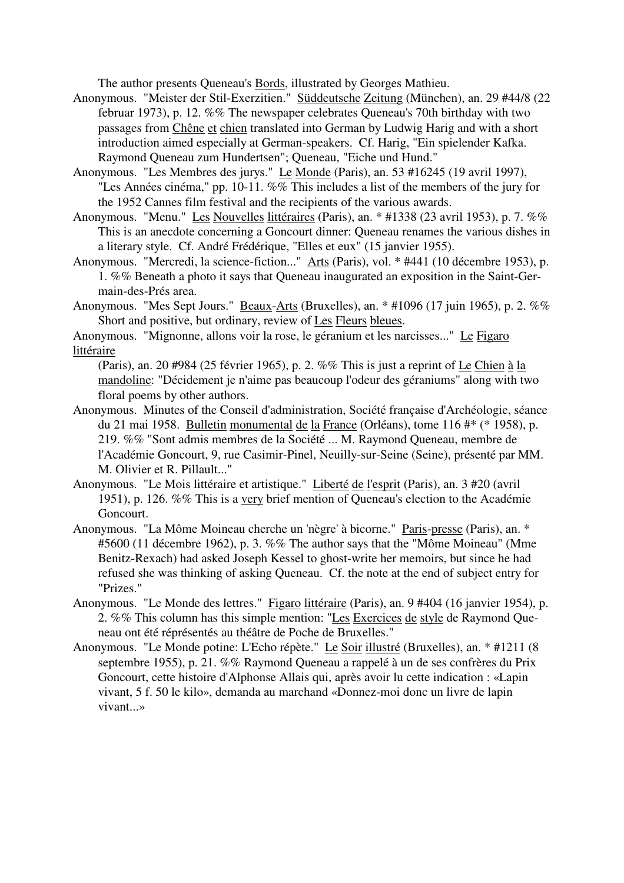The author presents Queneau's Bords, illustrated by Georges Mathieu.

Anonymous. "Meister der Stil-Exerzitien." Süddeutsche Zeitung (München), an. 29 #44/8 (22 februar 1973), p. 12. %% The newspaper celebrates Queneau's 70th birthday with two passages from Chêne et chien translated into German by Ludwig Harig and with a short introduction aimed especially at German-speakers. Cf. Harig, "Ein spielender Kafka. Raymond Queneau zum Hundertsen"; Queneau, "Eiche und Hund."

Anonymous. "Les Membres des jurys." Le Monde (Paris), an. 53 #16245 (19 avril 1997), "Les Années cinéma," pp. 10-11. %% This includes a list of the members of the jury for the 1952 Cannes film festival and the recipients of the various awards.

Anonymous. "Menu." Les Nouvelles littéraires (Paris), an. * #1338 (23 avril 1953), p. 7. %% This is an anecdote concerning a Goncourt dinner: Queneau renames the various dishes in a literary style. Cf. André Frédérique, "Elles et eux" (15 janvier 1955).

Anonymous. "Mercredi, la science-fiction..." Arts (Paris), vol. * #441 (10 décembre 1953), p. 1. %% Beneath a photo it says that Queneau inaugurated an exposition in the Saint-Germain-des-Prés area.

Anonymous. "Mes Sept Jours." Beaux-Arts (Bruxelles), an. * #1096 (17 juin 1965), p. 2. %% Short and positive, but ordinary, review of Les Fleurs bleues.

Anonymous. "Mignonne, allons voir la rose, le géranium et les narcisses..." Le Figaro littéraire (Paris), an. 20 #984 (25 février 1965), p. 2. %% This is just a reprint of Le Chien à la mandoline: "Décidement je n'aime pas beaucoup l'odeur des géraniums" along with two floral poems by other authors.

Anonymous. Minutes of the Conseil d'administration, Société française d'Archéologie, séance du 21 mai 1958. Bulletin monumental de la France (Orléans), tome 116 #* (* 1958), p. 219. %% "Sont admis membres de la Société ... M. Raymond Queneau, membre de l'Académie Goncourt, 9, rue Casimir-Pinel, Neuilly-sur-Seine (Seine), présenté par MM. M. Olivier et R. Pillault..."

Anonymous. "Le Mois littéraire et artistique." Liberté de l'esprit (Paris), an. 3 #20 (avril 1951), p. 126. %% This is a very brief mention of Queneau's election to the Académie Goncourt.

Anonymous. "La Môme Moineau cherche un 'nègre' à bicorne." Paris-presse (Paris), an. * #5600 (11 décembre 1962), p. 3. %% The author says that the "Môme Moineau" (Mme Benitz-Rexach) had asked Joseph Kessel to ghost-write her memoirs, but since he had refused she was thinking of asking Queneau. Cf. the note at the end of subject entry for "Prizes."

Anonymous. "Le Monde des lettres." Figaro littéraire (Paris), an. 9 #404 (16 janvier 1954), p. 2. %% This column has this simple mention: "Les Exercices de style de Raymond Queneau ont été réprésentés au théâtre de Poche de Bruxelles."

Anonymous. "Le Monde potine: L'Echo répète." Le Soir illustré (Bruxelles), an. * #1211 (8 septembre 1955), p. 21. %% Raymond Queneau a rappelé à un de ses confrères du Prix Goncourt, cette histoire d'Alphonse Allais qui, après avoir lu cette indication : «Lapin vivant, 5 f. 50 le kilo», demanda au marchand «Donnez-moi donc un livre de lapin vivant...»